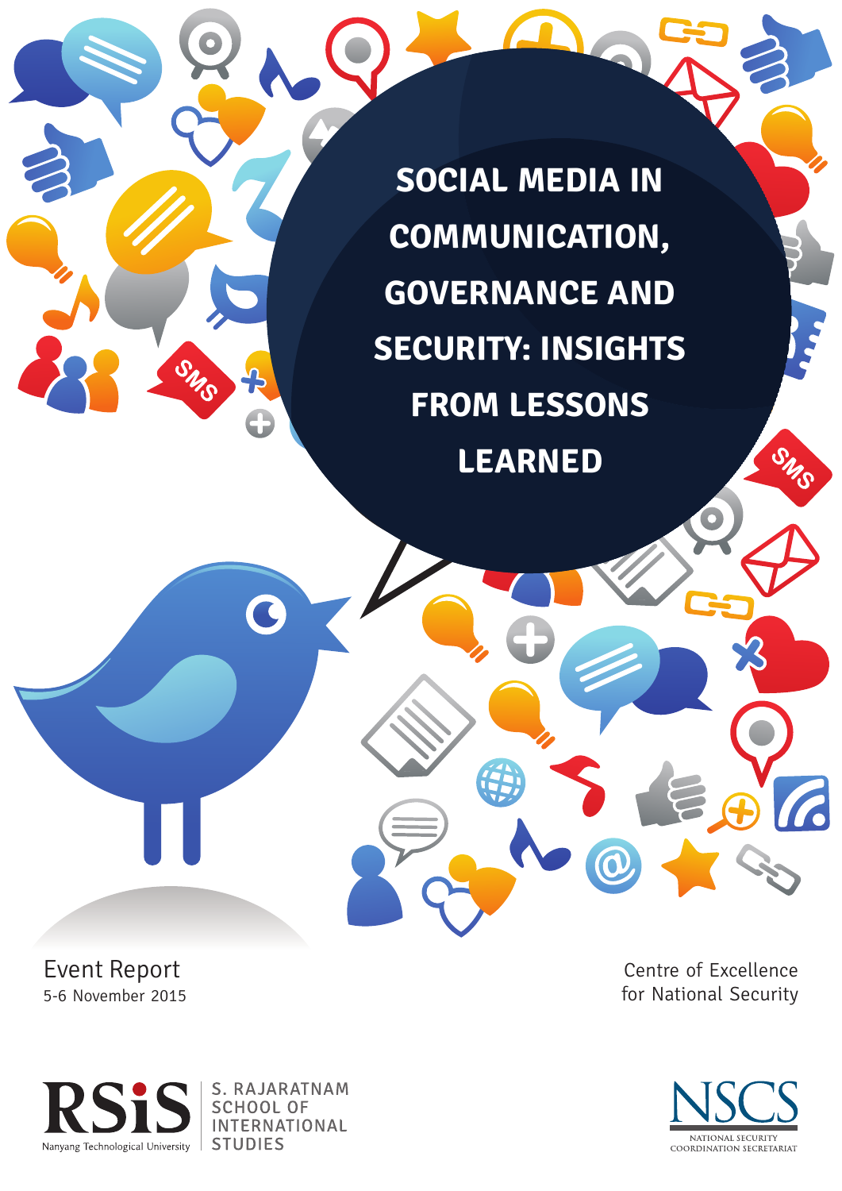# SOCIAL MEDIA IN COMMUNICATION, GOVERNANCE AND SECURITY: INSIGHTS FROM LESSONS LEARNED

Event Report
5-6 November 2015

Centre of Excellence
for National Security

RSiS Nanyang Technological University | S. RAJARATNAM SCHOOL OF INTERNATIONAL STUDIES

NSCS NATIONAL SECURITY COORDINATION SECRETARIAT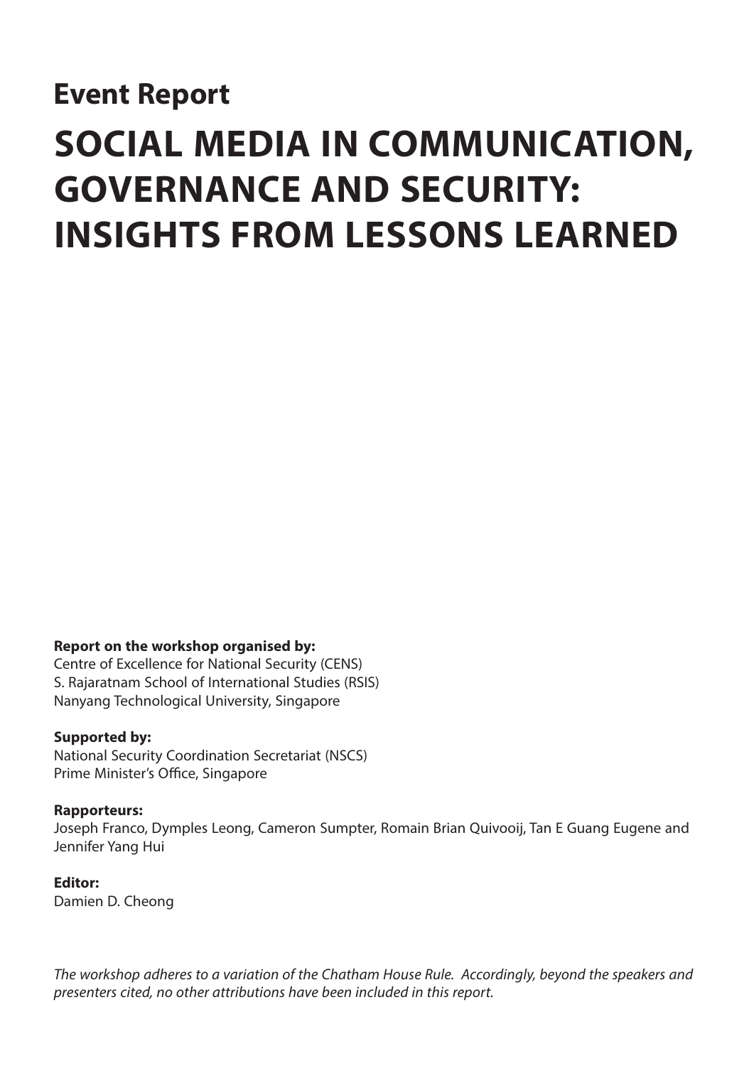**Event Report**

# SOCIAL MEDIA IN COMMUNICATION, GOVERNANCE AND SECURITY: INSIGHTS FROM LESSONS LEARNED

**Report on the workshop organised by:**
Centre of Excellence for National Security (CENS)
S. Rajaratnam School of International Studies (RSIS)
Nanyang Technological University, Singapore

**Supported by:**
National Security Coordination Secretariat (NSCS)
Prime Minister's Office, Singapore

**Rapporteurs:**
Joseph Franco, Dymples Leong, Cameron Sumpter, Romain Brian Quivooij, Tan E Guang Eugene and Jennifer Yang Hui

**Editor:**
Damien D. Cheong

*The workshop adheres to a variation of the Chatham House Rule. Accordingly, beyond the speakers and presenters cited, no other attributions have been included in this report.*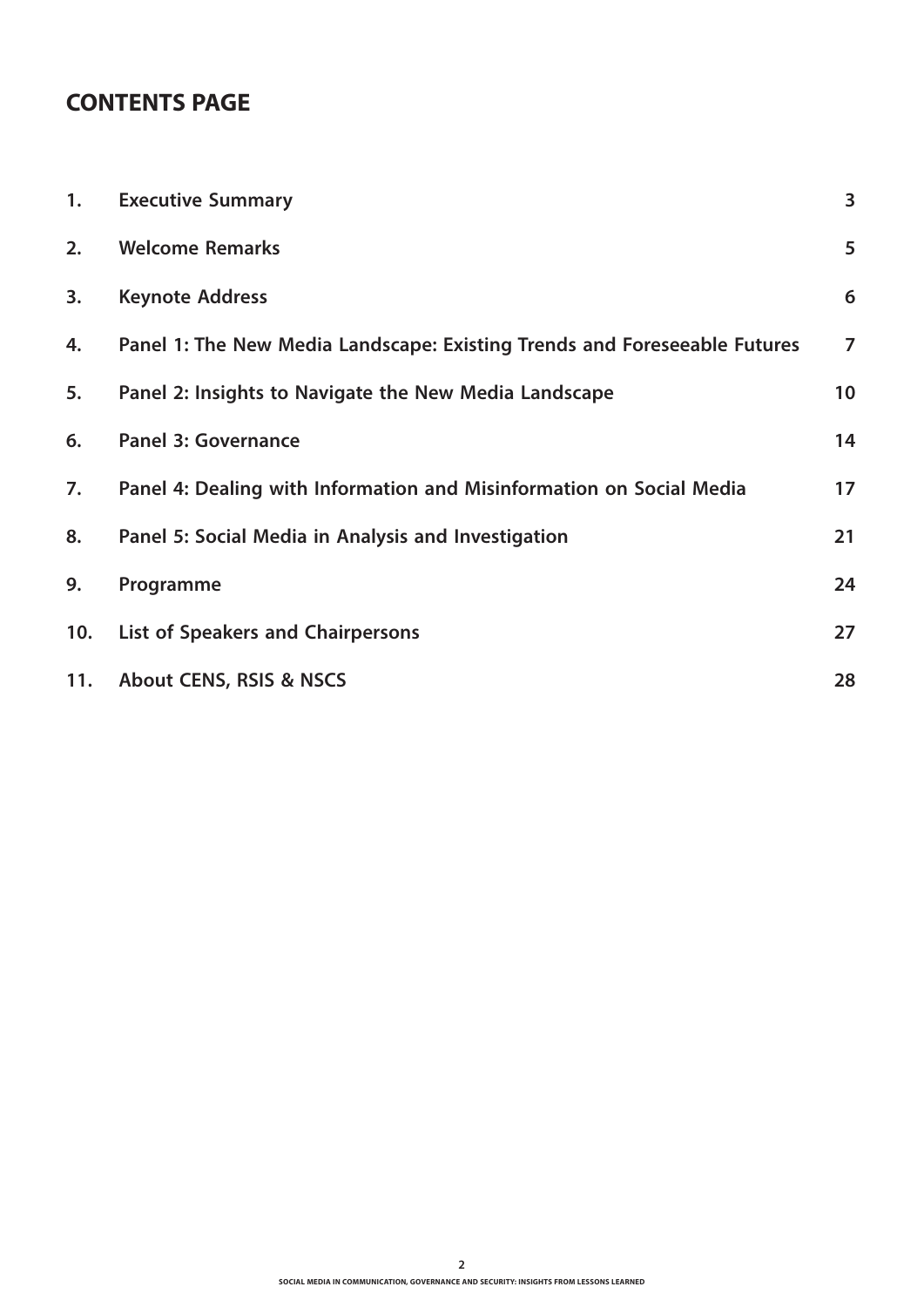# CONTENTS PAGE

| | | |
|---|---|---|
| 1. | Executive Summary | 3 |
| 2. | Welcome Remarks | 5 |
| 3. | Keynote Address | 6 |
| 4. | Panel 1: The New Media Landscape: Existing Trends and Foreseeable Futures | 7 |
| 5. | Panel 2: Insights to Navigate the New Media Landscape | 10 |
| 6. | Panel 3: Governance | 14 |
| 7. | Panel 4: Dealing with Information and Misinformation on Social Media | 17 |
| 8. | Panel 5: Social Media in Analysis and Investigation | 21 |
| 9. | Programme | 24 |
| 10. | List of Speakers and Chairpersons | 27 |
| 11. | About CENS, RSIS & NSCS | 28 |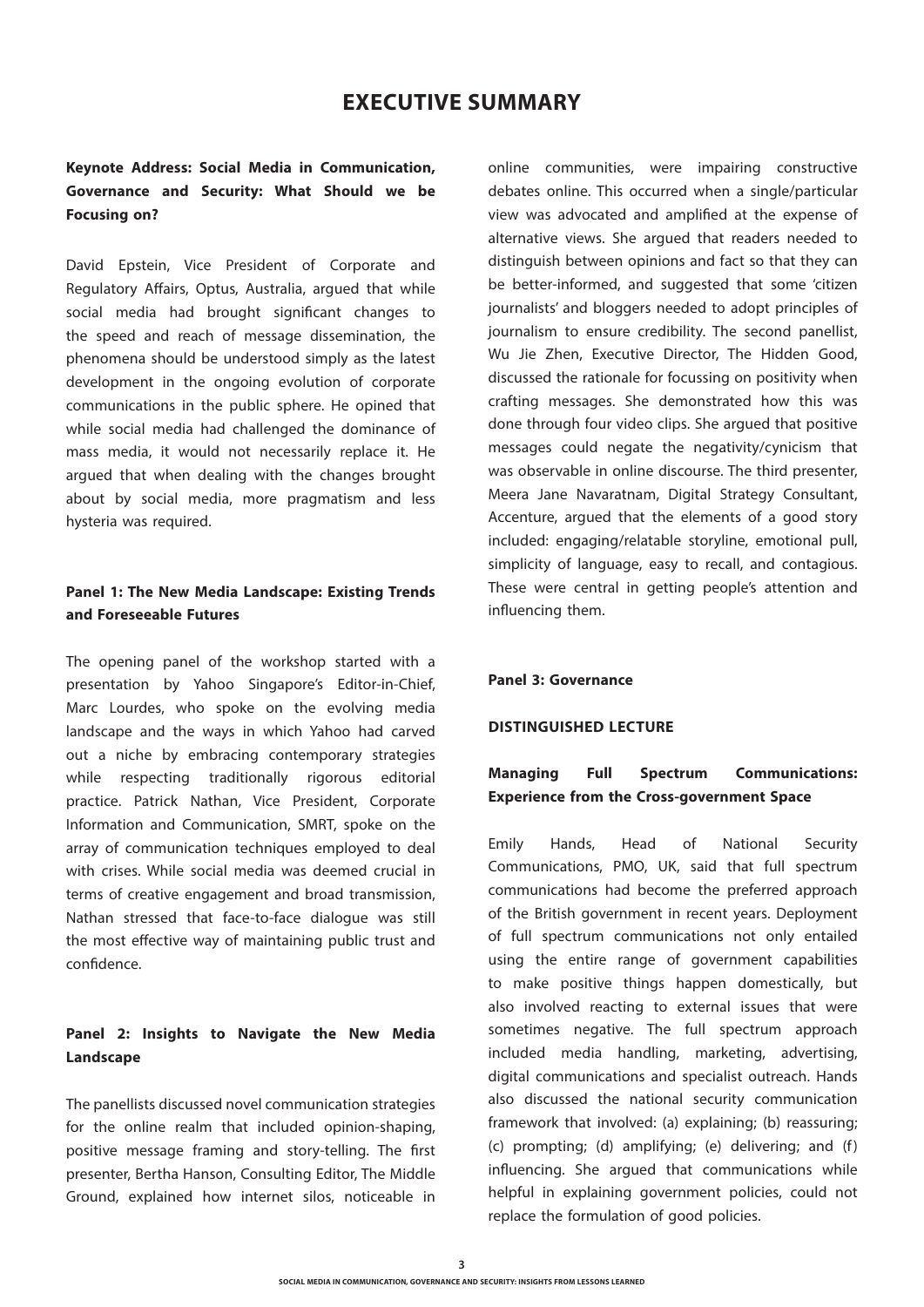# EXECUTIVE SUMMARY

### Keynote Address: Social Media in Communication, Governance and Security: What Should we be Focusing on?

David Epstein, Vice President of Corporate and Regulatory Affairs, Optus, Australia, argued that while social media had brought significant changes to the speed and reach of message dissemination, the phenomena should be understood simply as the latest development in the ongoing evolution of corporate communications in the public sphere. He opined that while social media had challenged the dominance of mass media, it would not necessarily replace it. He argued that when dealing with the changes brought about by social media, more pragmatism and less hysteria was required.

### Panel 1: The New Media Landscape: Existing Trends and Foreseeable Futures

The opening panel of the workshop started with a presentation by Yahoo Singapore's Editor-in-Chief, Marc Lourdes, who spoke on the evolving media landscape and the ways in which Yahoo had carved out a niche by embracing contemporary strategies while respecting traditionally rigorous editorial practice. Patrick Nathan, Vice President, Corporate Information and Communication, SMRT, spoke on the array of communication techniques employed to deal with crises. While social media was deemed crucial in terms of creative engagement and broad transmission, Nathan stressed that face-to-face dialogue was still the most effective way of maintaining public trust and confidence.

### Panel 2: Insights to Navigate the New Media Landscape

The panellists discussed novel communication strategies for the online realm that included opinion-shaping, positive message framing and story-telling. The first presenter, Bertha Hanson, Consulting Editor, The Middle Ground, explained how internet silos, noticeable in online communities, were impairing constructive debates online. This occurred when a single/particular view was advocated and amplified at the expense of alternative views. She argued that readers needed to distinguish between opinions and fact so that they can be better-informed, and suggested that some 'citizen journalists' and bloggers needed to adopt principles of journalism to ensure credibility. The second panellist, Wu Jie Zhen, Executive Director, The Hidden Good, discussed the rationale for focussing on positivity when crafting messages. She demonstrated how this was done through four video clips. She argued that positive messages could negate the negativity/cynicism that was observable in online discourse. The third presenter, Meera Jane Navaratnam, Digital Strategy Consultant, Accenture, argued that the elements of a good story included: engaging/relatable storyline, emotional pull, simplicity of language, easy to recall, and contagious. These were central in getting people's attention and influencing them.

### Panel 3: Governance

#### DISTINGUISHED LECTURE

### Managing Full Spectrum Communications: Experience from the Cross-government Space

Emily Hands, Head of National Security Communications, PMO, UK, said that full spectrum communications had become the preferred approach of the British government in recent years. Deployment of full spectrum communications not only entailed using the entire range of government capabilities to make positive things happen domestically, but also involved reacting to external issues that were sometimes negative. The full spectrum approach included media handling, marketing, advertising, digital communications and specialist outreach. Hands also discussed the national security communication framework that involved: (a) explaining; (b) reassuring; (c) prompting; (d) amplifying; (e) delivering; and (f) influencing. She argued that communications while helpful in explaining government policies, could not replace the formulation of good policies.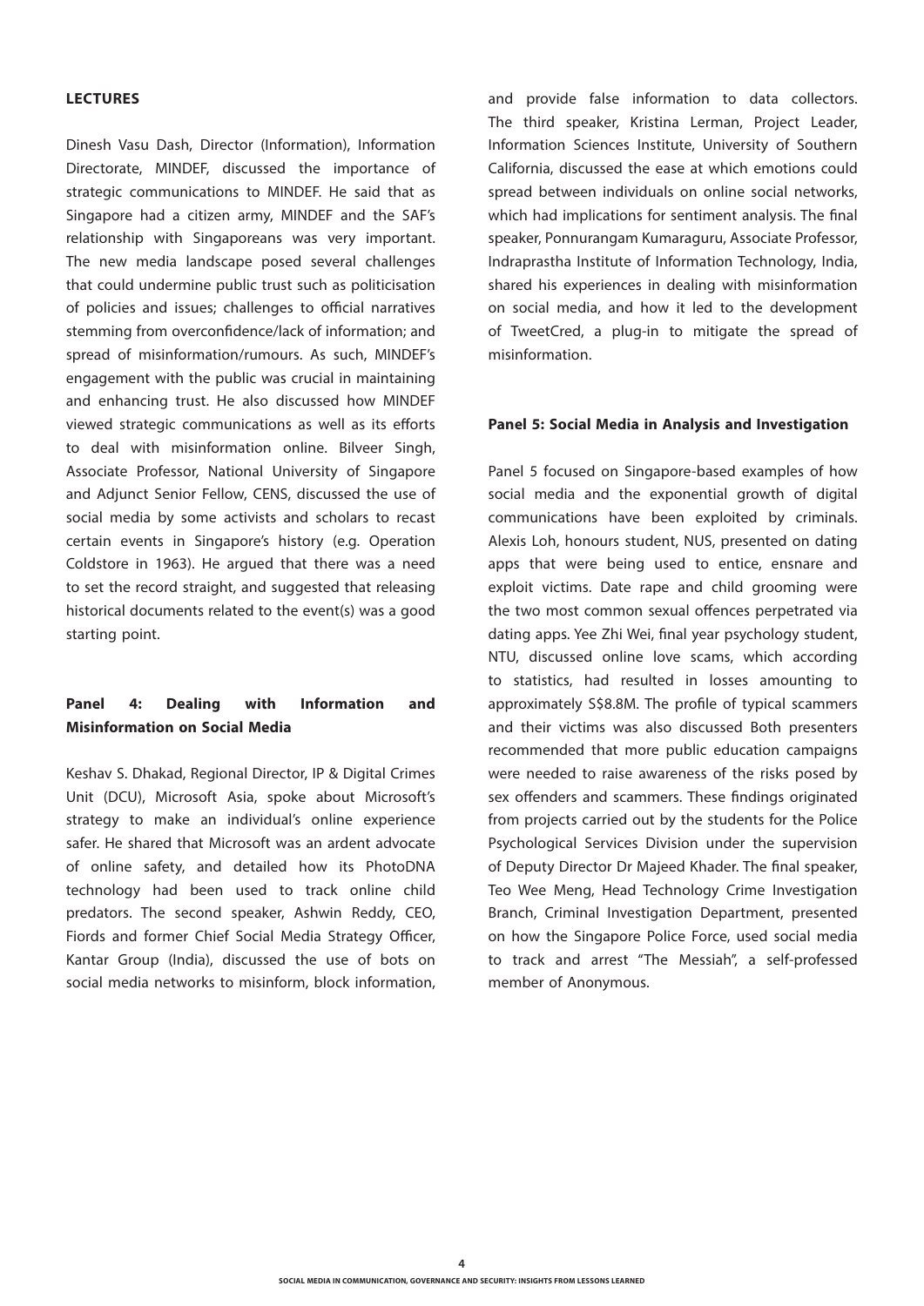## LECTURES

Dinesh Vasu Dash, Director (Information), Information Directorate, MINDEF, discussed the importance of strategic communications to MINDEF. He said that as Singapore had a citizen army, MINDEF and the SAF's relationship with Singaporeans was very important. The new media landscape posed several challenges that could undermine public trust such as politicisation of policies and issues; challenges to official narratives stemming from overconfidence/lack of information; and spread of misinformation/rumours. As such, MINDEF's engagement with the public was crucial in maintaining and enhancing trust. He also discussed how MINDEF viewed strategic communications as well as its efforts to deal with misinformation online. Bilveer Singh, Associate Professor, National University of Singapore and Adjunct Senior Fellow, CENS, discussed the use of social media by some activists and scholars to recast certain events in Singapore's history (e.g. Operation Coldstore in 1963). He argued that there was a need to set the record straight, and suggested that releasing historical documents related to the event(s) was a good starting point.

## Panel 4: Dealing with Information and Misinformation on Social Media

Keshav S. Dhakad, Regional Director, IP & Digital Crimes Unit (DCU), Microsoft Asia, spoke about Microsoft's strategy to make an individual's online experience safer. He shared that Microsoft was an ardent advocate of online safety, and detailed how its PhotoDNA technology had been used to track online child predators. The second speaker, Ashwin Reddy, CEO, Fiords and former Chief Social Media Strategy Officer, Kantar Group (India), discussed the use of bots on social media networks to misinform, block information, and provide false information to data collectors. The third speaker, Kristina Lerman, Project Leader, Information Sciences Institute, University of Southern California, discussed the ease at which emotions could spread between individuals on online social networks, which had implications for sentiment analysis. The final speaker, Ponnurangam Kumaraguru, Associate Professor, Indraprastha Institute of Information Technology, India, shared his experiences in dealing with misinformation on social media, and how it led to the development of TweetCred, a plug-in to mitigate the spread of misinformation.

## Panel 5: Social Media in Analysis and Investigation

Panel 5 focused on Singapore-based examples of how social media and the exponential growth of digital communications have been exploited by criminals. Alexis Loh, honours student, NUS, presented on dating apps that were being used to entice, ensnare and exploit victims. Date rape and child grooming were the two most common sexual offences perpetrated via dating apps. Yee Zhi Wei, final year psychology student, NTU, discussed online love scams, which according to statistics, had resulted in losses amounting to approximately S$8.8M. The profile of typical scammers and their victims was also discussed Both presenters recommended that more public education campaigns were needed to raise awareness of the risks posed by sex offenders and scammers. These findings originated from projects carried out by the students for the Police Psychological Services Division under the supervision of Deputy Director Dr Majeed Khader. The final speaker, Teo Wee Meng, Head Technology Crime Investigation Branch, Criminal Investigation Department, presented on how the Singapore Police Force, used social media to track and arrest "The Messiah", a self-professed member of Anonymous.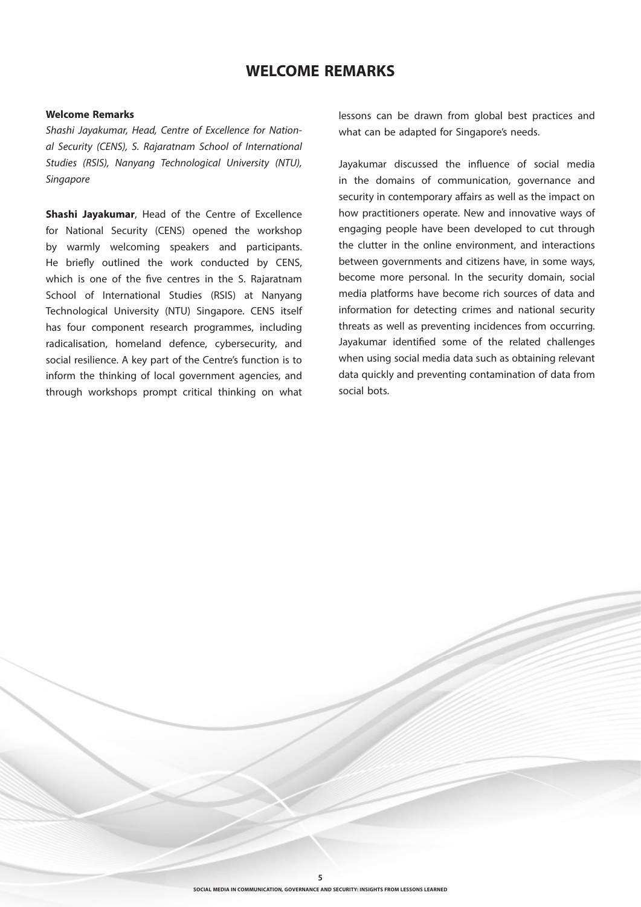# WELCOME REMARKS

**Welcome Remarks**

*Shashi Jayakumar, Head, Centre of Excellence for National Security (CENS), S. Rajaratnam School of International Studies (RSIS), Nanyang Technological University (NTU), Singapore*

**Shashi Jayakumar**, Head of the Centre of Excellence for National Security (CENS) opened the workshop by warmly welcoming speakers and participants. He briefly outlined the work conducted by CENS, which is one of the five centres in the S. Rajaratnam School of International Studies (RSIS) at Nanyang Technological University (NTU) Singapore. CENS itself has four component research programmes, including radicalisation, homeland defence, cybersecurity, and social resilience. A key part of the Centre's function is to inform the thinking of local government agencies, and through workshops prompt critical thinking on what lessons can be drawn from global best practices and what can be adapted for Singapore's needs.

Jayakumar discussed the influence of social media in the domains of communication, governance and security in contemporary affairs as well as the impact on how practitioners operate. New and innovative ways of engaging people have been developed to cut through the clutter in the online environment, and interactions between governments and citizens have, in some ways, become more personal. In the security domain, social media platforms have become rich sources of data and information for detecting crimes and national security threats as well as preventing incidences from occurring. Jayakumar identified some of the related challenges when using social media data such as obtaining relevant data quickly and preventing contamination of data from social bots.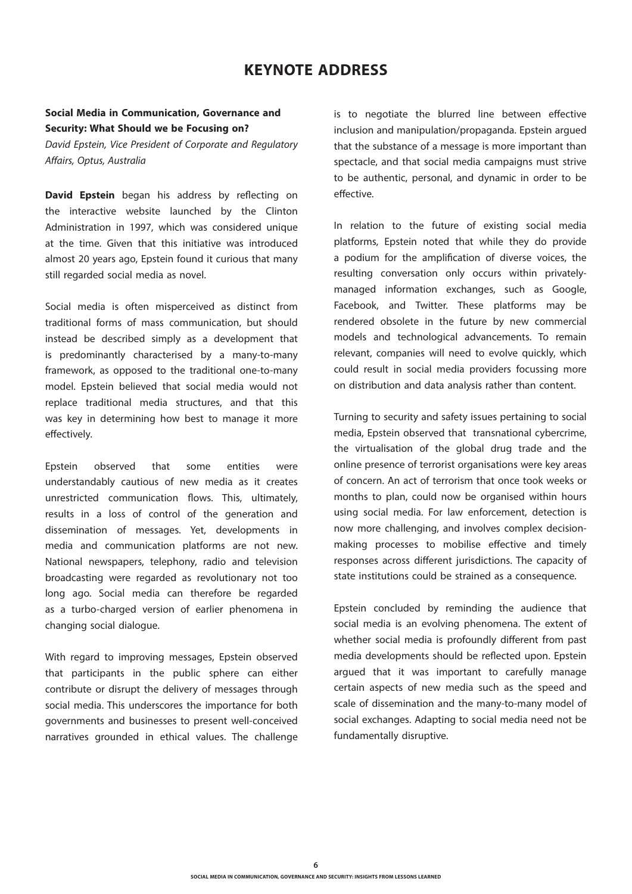# KEYNOTE ADDRESS

**Social Media in Communication, Governance and Security: What Should we be Focusing on?**

*David Epstein, Vice President of Corporate and Regulatory Affairs, Optus, Australia*

**David Epstein** began his address by reflecting on the interactive website launched by the Clinton Administration in 1997, which was considered unique at the time. Given that this initiative was introduced almost 20 years ago, Epstein found it curious that many still regarded social media as novel.

Social media is often misperceived as distinct from traditional forms of mass communication, but should instead be described simply as a development that is predominantly characterised by a many-to-many framework, as opposed to the traditional one-to-many model. Epstein believed that social media would not replace traditional media structures, and that this was key in determining how best to manage it more effectively.

Epstein observed that some entities were understandably cautious of new media as it creates unrestricted communication flows. This, ultimately, results in a loss of control of the generation and dissemination of messages. Yet, developments in media and communication platforms are not new. National newspapers, telephony, radio and television broadcasting were regarded as revolutionary not too long ago. Social media can therefore be regarded as a turbo-charged version of earlier phenomena in changing social dialogue.

With regard to improving messages, Epstein observed that participants in the public sphere can either contribute or disrupt the delivery of messages through social media. This underscores the importance for both governments and businesses to present well-conceived narratives grounded in ethical values. The challenge is to negotiate the blurred line between effective inclusion and manipulation/propaganda. Epstein argued that the substance of a message is more important than spectacle, and that social media campaigns must strive to be authentic, personal, and dynamic in order to be effective.

In relation to the future of existing social media platforms, Epstein noted that while they do provide a podium for the amplification of diverse voices, the resulting conversation only occurs within privately-managed information exchanges, such as Google, Facebook, and Twitter. These platforms may be rendered obsolete in the future by new commercial models and technological advancements. To remain relevant, companies will need to evolve quickly, which could result in social media providers focussing more on distribution and data analysis rather than content.

Turning to security and safety issues pertaining to social media, Epstein observed that transnational cybercrime, the virtualisation of the global drug trade and the online presence of terrorist organisations were key areas of concern. An act of terrorism that once took weeks or months to plan, could now be organised within hours using social media. For law enforcement, detection is now more challenging, and involves complex decision-making processes to mobilise effective and timely responses across different jurisdictions. The capacity of state institutions could be strained as a consequence.

Epstein concluded by reminding the audience that social media is an evolving phenomena. The extent of whether social media is profoundly different from past media developments should be reflected upon. Epstein argued that it was important to carefully manage certain aspects of new media such as the speed and scale of dissemination and the many-to-many model of social exchanges. Adapting to social media need not be fundamentally disruptive.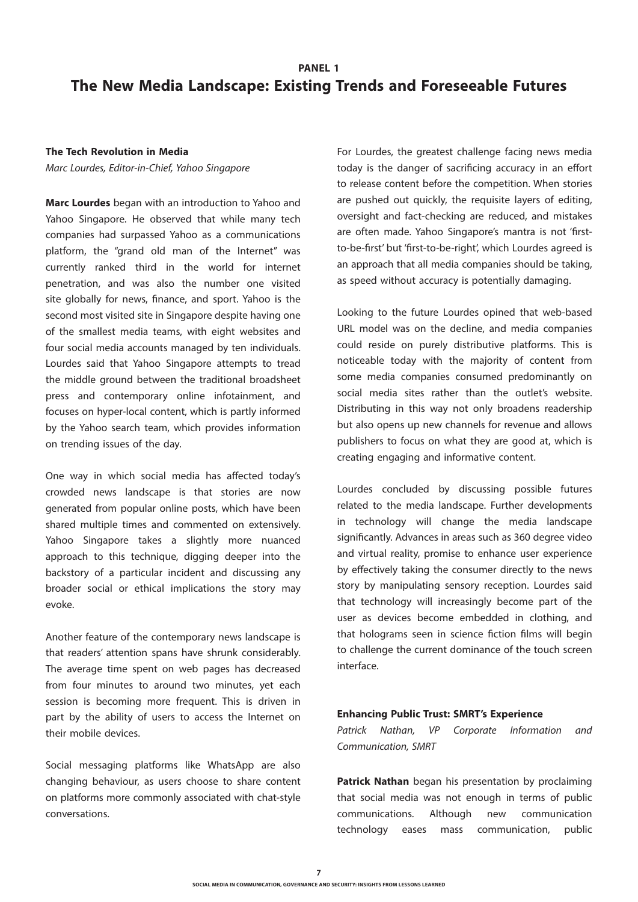**PANEL 1**

# The New Media Landscape: Existing Trends and Foreseeable Futures

### The Tech Revolution in Media

*Marc Lourdes, Editor-in-Chief, Yahoo Singapore*

**Marc Lourdes** began with an introduction to Yahoo and Yahoo Singapore. He observed that while many tech companies had surpassed Yahoo as a communications platform, the "grand old man of the Internet" was currently ranked third in the world for internet penetration, and was also the number one visited site globally for news, finance, and sport. Yahoo is the second most visited site in Singapore despite having one of the smallest media teams, with eight websites and four social media accounts managed by ten individuals. Lourdes said that Yahoo Singapore attempts to tread the middle ground between the traditional broadsheet press and contemporary online infotainment, and focuses on hyper-local content, which is partly informed by the Yahoo search team, which provides information on trending issues of the day.

One way in which social media has affected today's crowded news landscape is that stories are now generated from popular online posts, which have been shared multiple times and commented on extensively. Yahoo Singapore takes a slightly more nuanced approach to this technique, digging deeper into the backstory of a particular incident and discussing any broader social or ethical implications the story may evoke.

Another feature of the contemporary news landscape is that readers' attention spans have shrunk considerably. The average time spent on web pages has decreased from four minutes to around two minutes, yet each session is becoming more frequent. This is driven in part by the ability of users to access the Internet on their mobile devices.

Social messaging platforms like WhatsApp are also changing behaviour, as users choose to share content on platforms more commonly associated with chat-style conversations.

For Lourdes, the greatest challenge facing news media today is the danger of sacrificing accuracy in an effort to release content before the competition. When stories are pushed out quickly, the requisite layers of editing, oversight and fact-checking are reduced, and mistakes are often made. Yahoo Singapore's mantra is not 'first-to-be-first' but 'first-to-be-right', which Lourdes agreed is an approach that all media companies should be taking, as speed without accuracy is potentially damaging.

Looking to the future Lourdes opined that web-based URL model was on the decline, and media companies could reside on purely distributive platforms. This is noticeable today with the majority of content from some media companies consumed predominantly on social media sites rather than the outlet's website. Distributing in this way not only broadens readership but also opens up new channels for revenue and allows publishers to focus on what they are good at, which is creating engaging and informative content.

Lourdes concluded by discussing possible futures related to the media landscape. Further developments in technology will change the media landscape significantly. Advances in areas such as 360 degree video and virtual reality, promise to enhance user experience by effectively taking the consumer directly to the news story by manipulating sensory reception. Lourdes said that technology will increasingly become part of the user as devices become embedded in clothing, and that holograms seen in science fiction films will begin to challenge the current dominance of the touch screen interface.

### Enhancing Public Trust: SMRT's Experience

*Patrick Nathan, VP Corporate Information and Communication, SMRT*

**Patrick Nathan** began his presentation by proclaiming that social media was not enough in terms of public communications. Although new communication technology eases mass communication, public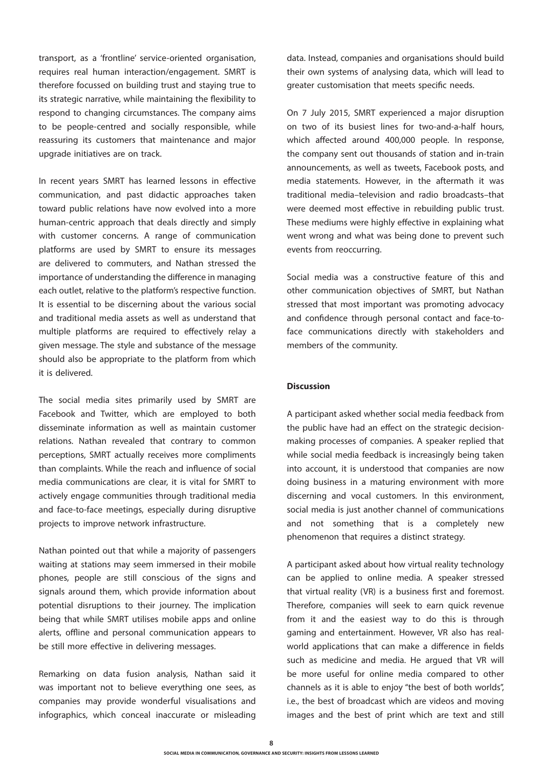transport, as a 'frontline' service-oriented organisation, requires real human interaction/engagement. SMRT is therefore focussed on building trust and staying true to its strategic narrative, while maintaining the flexibility to respond to changing circumstances. The company aims to be people-centred and socially responsible, while reassuring its customers that maintenance and major upgrade initiatives are on track.

In recent years SMRT has learned lessons in effective communication, and past didactic approaches taken toward public relations have now evolved into a more human-centric approach that deals directly and simply with customer concerns. A range of communication platforms are used by SMRT to ensure its messages are delivered to commuters, and Nathan stressed the importance of understanding the difference in managing each outlet, relative to the platform's respective function. It is essential to be discerning about the various social and traditional media assets as well as understand that multiple platforms are required to effectively relay a given message. The style and substance of the message should also be appropriate to the platform from which it is delivered.

The social media sites primarily used by SMRT are Facebook and Twitter, which are employed to both disseminate information as well as maintain customer relations. Nathan revealed that contrary to common perceptions, SMRT actually receives more compliments than complaints. While the reach and influence of social media communications are clear, it is vital for SMRT to actively engage communities through traditional media and face-to-face meetings, especially during disruptive projects to improve network infrastructure.

Nathan pointed out that while a majority of passengers waiting at stations may seem immersed in their mobile phones, people are still conscious of the signs and signals around them, which provide information about potential disruptions to their journey. The implication being that while SMRT utilises mobile apps and online alerts, offline and personal communication appears to be still more effective in delivering messages.

Remarking on data fusion analysis, Nathan said it was important not to believe everything one sees, as companies may provide wonderful visualisations and infographics, which conceal inaccurate or misleading data. Instead, companies and organisations should build their own systems of analysing data, which will lead to greater customisation that meets specific needs.

On 7 July 2015, SMRT experienced a major disruption on two of its busiest lines for two-and-a-half hours, which affected around 400,000 people. In response, the company sent out thousands of station and in-train announcements, as well as tweets, Facebook posts, and media statements. However, in the aftermath it was traditional media–television and radio broadcasts–that were deemed most effective in rebuilding public trust. These mediums were highly effective in explaining what went wrong and what was being done to prevent such events from reoccurring.

Social media was a constructive feature of this and other communication objectives of SMRT, but Nathan stressed that most important was promoting advocacy and confidence through personal contact and face-to-face communications directly with stakeholders and members of the community.

**Discussion**

A participant asked whether social media feedback from the public have had an effect on the strategic decision-making processes of companies. A speaker replied that while social media feedback is increasingly being taken into account, it is understood that companies are now doing business in a maturing environment with more discerning and vocal customers. In this environment, social media is just another channel of communications and not something that is a completely new phenomenon that requires a distinct strategy.

A participant asked about how virtual reality technology can be applied to online media. A speaker stressed that virtual reality (VR) is a business first and foremost. Therefore, companies will seek to earn quick revenue from it and the easiest way to do this is through gaming and entertainment. However, VR also has real-world applications that can make a difference in fields such as medicine and media. He argued that VR will be more useful for online media compared to other channels as it is able to enjoy "the best of both worlds", i.e., the best of broadcast which are videos and moving images and the best of print which are text and still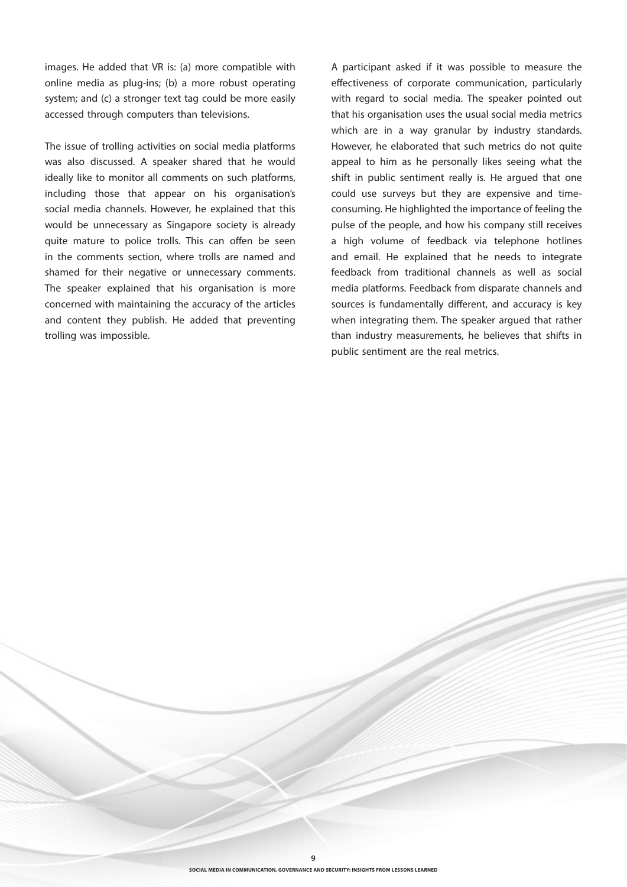images. He added that VR is: (a) more compatible with online media as plug-ins; (b) a more robust operating system; and (c) a stronger text tag could be more easily accessed through computers than televisions.

The issue of trolling activities on social media platforms was also discussed. A speaker shared that he would ideally like to monitor all comments on such platforms, including those that appear on his organisation's social media channels. However, he explained that this would be unnecessary as Singapore society is already quite mature to police trolls. This can offen be seen in the comments section, where trolls are named and shamed for their negative or unnecessary comments. The speaker explained that his organisation is more concerned with maintaining the accuracy of the articles and content they publish. He added that preventing trolling was impossible.

A participant asked if it was possible to measure the effectiveness of corporate communication, particularly with regard to social media. The speaker pointed out that his organisation uses the usual social media metrics which are in a way granular by industry standards. However, he elaborated that such metrics do not quite appeal to him as he personally likes seeing what the shift in public sentiment really is. He argued that one could use surveys but they are expensive and time-consuming. He highlighted the importance of feeling the pulse of the people, and how his company still receives a high volume of feedback via telephone hotlines and email. He explained that he needs to integrate feedback from traditional channels as well as social media platforms. Feedback from disparate channels and sources is fundamentally different, and accuracy is key when integrating them. The speaker argued that rather than industry measurements, he believes that shifts in public sentiment are the real metrics.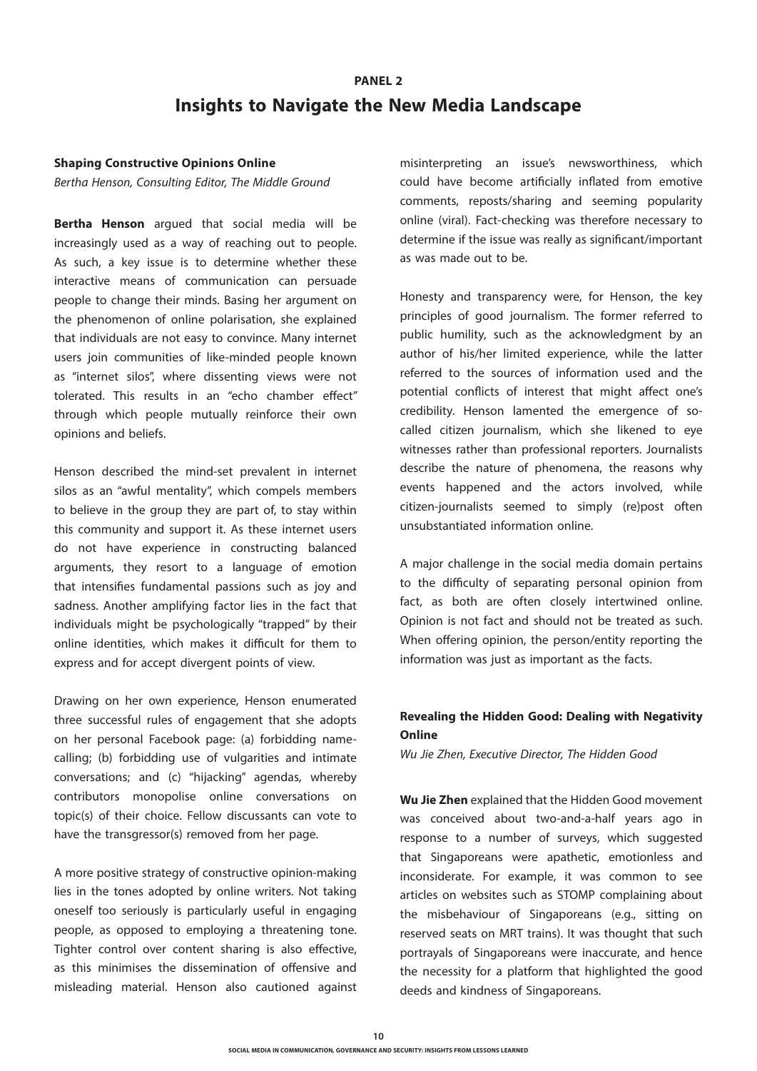PANEL 2

# Insights to Navigate the New Media Landscape

### Shaping Constructive Opinions Online

*Bertha Henson, Consulting Editor, The Middle Ground*

**Bertha Henson** argued that social media will be increasingly used as a way of reaching out to people. As such, a key issue is to determine whether these interactive means of communication can persuade people to change their minds. Basing her argument on the phenomenon of online polarisation, she explained that individuals are not easy to convince. Many internet users join communities of like-minded people known as "internet silos", where dissenting views were not tolerated. This results in an "echo chamber effect" through which people mutually reinforce their own opinions and beliefs.

Henson described the mind-set prevalent in internet silos as an "awful mentality", which compels members to believe in the group they are part of, to stay within this community and support it. As these internet users do not have experience in constructing balanced arguments, they resort to a language of emotion that intensifies fundamental passions such as joy and sadness. Another amplifying factor lies in the fact that individuals might be psychologically "trapped" by their online identities, which makes it difficult for them to express and for accept divergent points of view.

Drawing on her own experience, Henson enumerated three successful rules of engagement that she adopts on her personal Facebook page: (a) forbidding name-calling; (b) forbidding use of vulgarities and intimate conversations; and (c) "hijacking" agendas, whereby contributors monopolise online conversations on topic(s) of their choice. Fellow discussants can vote to have the transgressor(s) removed from her page.

A more positive strategy of constructive opinion-making lies in the tones adopted by online writers. Not taking oneself too seriously is particularly useful in engaging people, as opposed to employing a threatening tone. Tighter control over content sharing is also effective, as this minimises the dissemination of offensive and misleading material. Henson also cautioned against misinterpreting an issue's newsworthiness, which could have become artificially inflated from emotive comments, reposts/sharing and seeming popularity online (viral). Fact-checking was therefore necessary to determine if the issue was really as significant/important as was made out to be.

Honesty and transparency were, for Henson, the key principles of good journalism. The former referred to public humility, such as the acknowledgment by an author of his/her limited experience, while the latter referred to the sources of information used and the potential conflicts of interest that might affect one's credibility. Henson lamented the emergence of so-called citizen journalism, which she likened to eye witnesses rather than professional reporters. Journalists describe the nature of phenomena, the reasons why events happened and the actors involved, while citizen-journalists seemed to simply (re)post often unsubstantiated information online.

A major challenge in the social media domain pertains to the difficulty of separating personal opinion from fact, as both are often closely intertwined online. Opinion is not fact and should not be treated as such. When offering opinion, the person/entity reporting the information was just as important as the facts.

### Revealing the Hidden Good: Dealing with Negativity Online

*Wu Jie Zhen, Executive Director, The Hidden Good*

**Wu Jie Zhen** explained that the Hidden Good movement was conceived about two-and-a-half years ago in response to a number of surveys, which suggested that Singaporeans were apathetic, emotionless and inconsiderate. For example, it was common to see articles on websites such as STOMP complaining about the misbehaviour of Singaporeans (e.g., sitting on reserved seats on MRT trains). It was thought that such portrayals of Singaporeans were inaccurate, and hence the necessity for a platform that highlighted the good deeds and kindness of Singaporeans.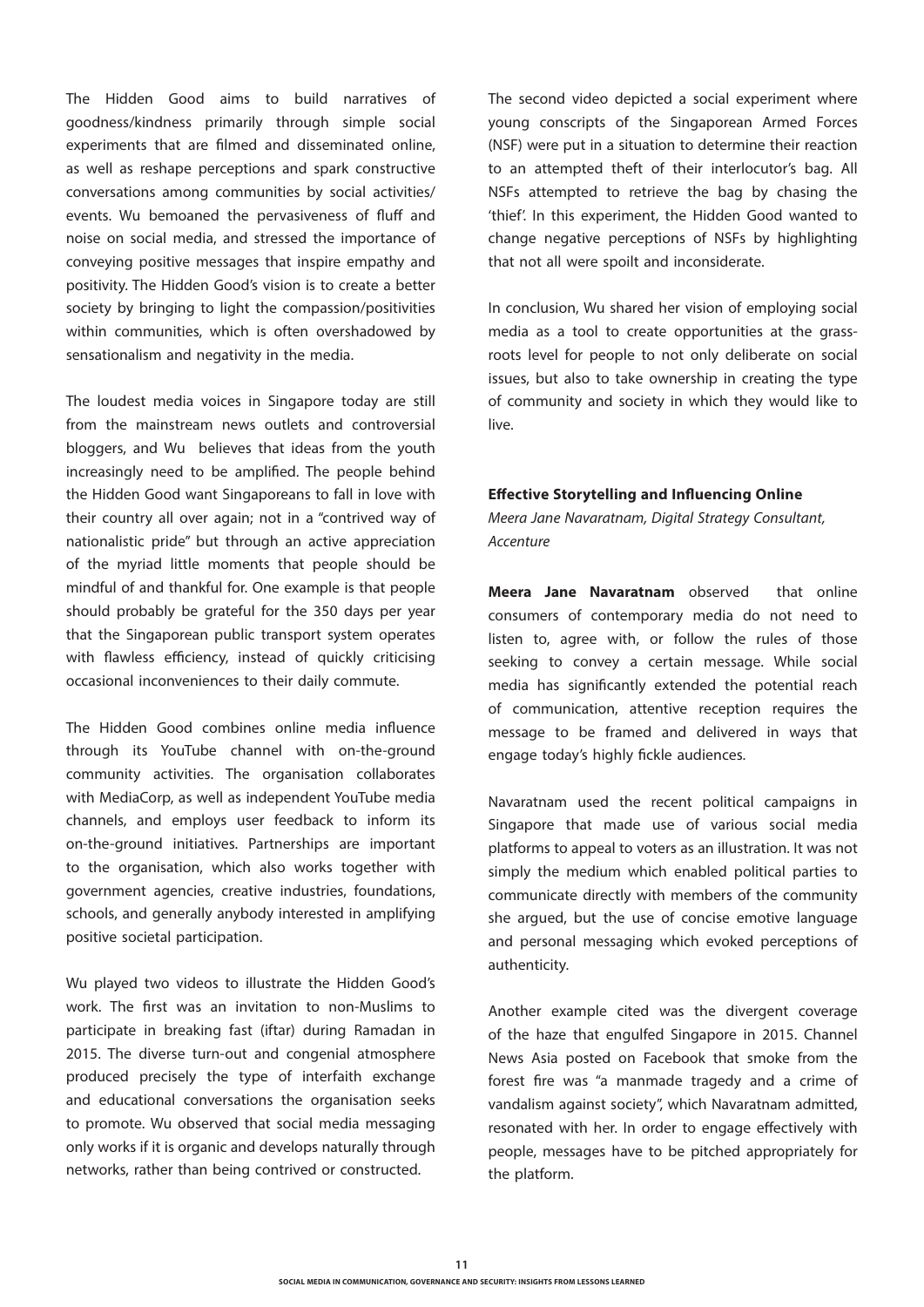The Hidden Good aims to build narratives of goodness/kindness primarily through simple social experiments that are filmed and disseminated online, as well as reshape perceptions and spark constructive conversations among communities by social activities/ events. Wu bemoaned the pervasiveness of fluff and noise on social media, and stressed the importance of conveying positive messages that inspire empathy and positivity. The Hidden Good's vision is to create a better society by bringing to light the compassion/positivities within communities, which is often overshadowed by sensationalism and negativity in the media.

The loudest media voices in Singapore today are still from the mainstream news outlets and controversial bloggers, and Wu believes that ideas from the youth increasingly need to be amplified. The people behind the Hidden Good want Singaporeans to fall in love with their country all over again; not in a "contrived way of nationalistic pride" but through an active appreciation of the myriad little moments that people should be mindful of and thankful for. One example is that people should probably be grateful for the 350 days per year that the Singaporean public transport system operates with flawless efficiency, instead of quickly criticising occasional inconveniences to their daily commute.

The Hidden Good combines online media influence through its YouTube channel with on-the-ground community activities. The organisation collaborates with MediaCorp, as well as independent YouTube media channels, and employs user feedback to inform its on-the-ground initiatives. Partnerships are important to the organisation, which also works together with government agencies, creative industries, foundations, schools, and generally anybody interested in amplifying positive societal participation.

Wu played two videos to illustrate the Hidden Good's work. The first was an invitation to non-Muslims to participate in breaking fast (iftar) during Ramadan in 2015. The diverse turn-out and congenial atmosphere produced precisely the type of interfaith exchange and educational conversations the organisation seeks to promote. Wu observed that social media messaging only works if it is organic and develops naturally through networks, rather than being contrived or constructed.

The second video depicted a social experiment where young conscripts of the Singaporean Armed Forces (NSF) were put in a situation to determine their reaction to an attempted theft of their interlocutor's bag. All NSFs attempted to retrieve the bag by chasing the 'thief'. In this experiment, the Hidden Good wanted to change negative perceptions of NSFs by highlighting that not all were spoilt and inconsiderate.

In conclusion, Wu shared her vision of employing social media as a tool to create opportunities at the grass-roots level for people to not only deliberate on social issues, but also to take ownership in creating the type of community and society in which they would like to live.

**Effective Storytelling and Influencing Online**

*Meera Jane Navaratnam, Digital Strategy Consultant, Accenture*

**Meera Jane Navaratnam** observed that online consumers of contemporary media do not need to listen to, agree with, or follow the rules of those seeking to convey a certain message. While social media has significantly extended the potential reach of communication, attentive reception requires the message to be framed and delivered in ways that engage today's highly fickle audiences.

Navaratnam used the recent political campaigns in Singapore that made use of various social media platforms to appeal to voters as an illustration. It was not simply the medium which enabled political parties to communicate directly with members of the community she argued, but the use of concise emotive language and personal messaging which evoked perceptions of authenticity.

Another example cited was the divergent coverage of the haze that engulfed Singapore in 2015. Channel News Asia posted on Facebook that smoke from the forest fire was "a manmade tragedy and a crime of vandalism against society", which Navaratnam admitted, resonated with her. In order to engage effectively with people, messages have to be pitched appropriately for the platform.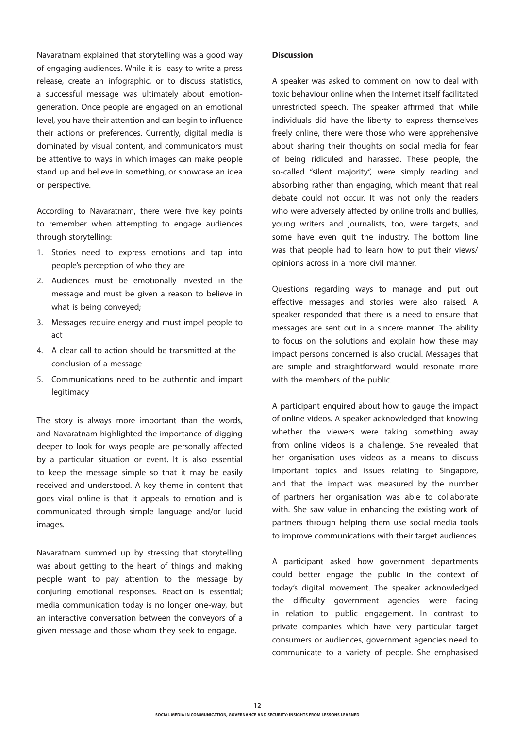Navaratnam explained that storytelling was a good way of engaging audiences. While it is easy to write a press release, create an infographic, or to discuss statistics, a successful message was ultimately about emotion-generation. Once people are engaged on an emotional level, you have their attention and can begin to influence their actions or preferences. Currently, digital media is dominated by visual content, and communicators must be attentive to ways in which images can make people stand up and believe in something, or showcase an idea or perspective.

According to Navaratnam, there were five key points to remember when attempting to engage audiences through storytelling:

1. Stories need to express emotions and tap into people's perception of who they are
2. Audiences must be emotionally invested in the message and must be given a reason to believe in what is being conveyed;
3. Messages require energy and must impel people to act
4. A clear call to action should be transmitted at the conclusion of a message
5. Communications need to be authentic and impart legitimacy

The story is always more important than the words, and Navaratnam highlighted the importance of digging deeper to look for ways people are personally affected by a particular situation or event. It is also essential to keep the message simple so that it may be easily received and understood. A key theme in content that goes viral online is that it appeals to emotion and is communicated through simple language and/or lucid images.

Navaratnam summed up by stressing that storytelling was about getting to the heart of things and making people want to pay attention to the message by conjuring emotional responses. Reaction is essential; media communication today is no longer one-way, but an interactive conversation between the conveyors of a given message and those whom they seek to engage.

**Discussion**

A speaker was asked to comment on how to deal with toxic behaviour online when the Internet itself facilitated unrestricted speech. The speaker affirmed that while individuals did have the liberty to express themselves freely online, there were those who were apprehensive about sharing their thoughts on social media for fear of being ridiculed and harassed. These people, the so-called "silent majority", were simply reading and absorbing rather than engaging, which meant that real debate could not occur. It was not only the readers who were adversely affected by online trolls and bullies, young writers and journalists, too, were targets, and some have even quit the industry. The bottom line was that people had to learn how to put their views/ opinions across in a more civil manner.

Questions regarding ways to manage and put out effective messages and stories were also raised. A speaker responded that there is a need to ensure that messages are sent out in a sincere manner. The ability to focus on the solutions and explain how these may impact persons concerned is also crucial. Messages that are simple and straightforward would resonate more with the members of the public.

A participant enquired about how to gauge the impact of online videos. A speaker acknowledged that knowing whether the viewers were taking something away from online videos is a challenge. She revealed that her organisation uses videos as a means to discuss important topics and issues relating to Singapore, and that the impact was measured by the number of partners her organisation was able to collaborate with. She saw value in enhancing the existing work of partners through helping them use social media tools to improve communications with their target audiences.

A participant asked how government departments could better engage the public in the context of today's digital movement. The speaker acknowledged the difficulty government agencies were facing in relation to public engagement. In contrast to private companies which have very particular target consumers or audiences, government agencies need to communicate to a variety of people. She emphasised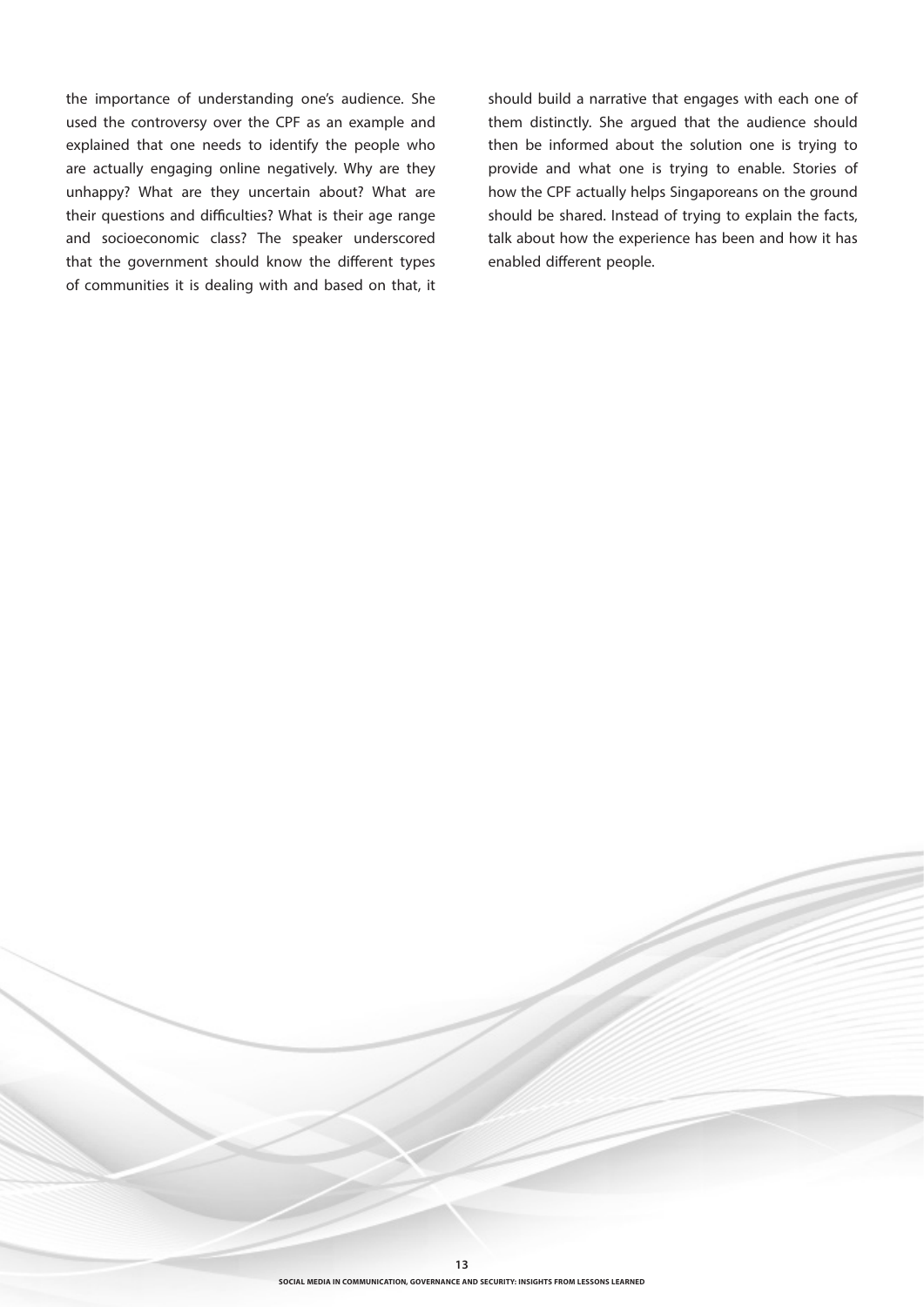the importance of understanding one's audience. She used the controversy over the CPF as an example and explained that one needs to identify the people who are actually engaging online negatively. Why are they unhappy? What are they uncertain about? What are their questions and difficulties? What is their age range and socioeconomic class? The speaker underscored that the government should know the different types of communities it is dealing with and based on that, it should build a narrative that engages with each one of them distinctly. She argued that the audience should then be informed about the solution one is trying to provide and what one is trying to enable. Stories of how the CPF actually helps Singaporeans on the ground should be shared. Instead of trying to explain the facts, talk about how the experience has been and how it has enabled different people.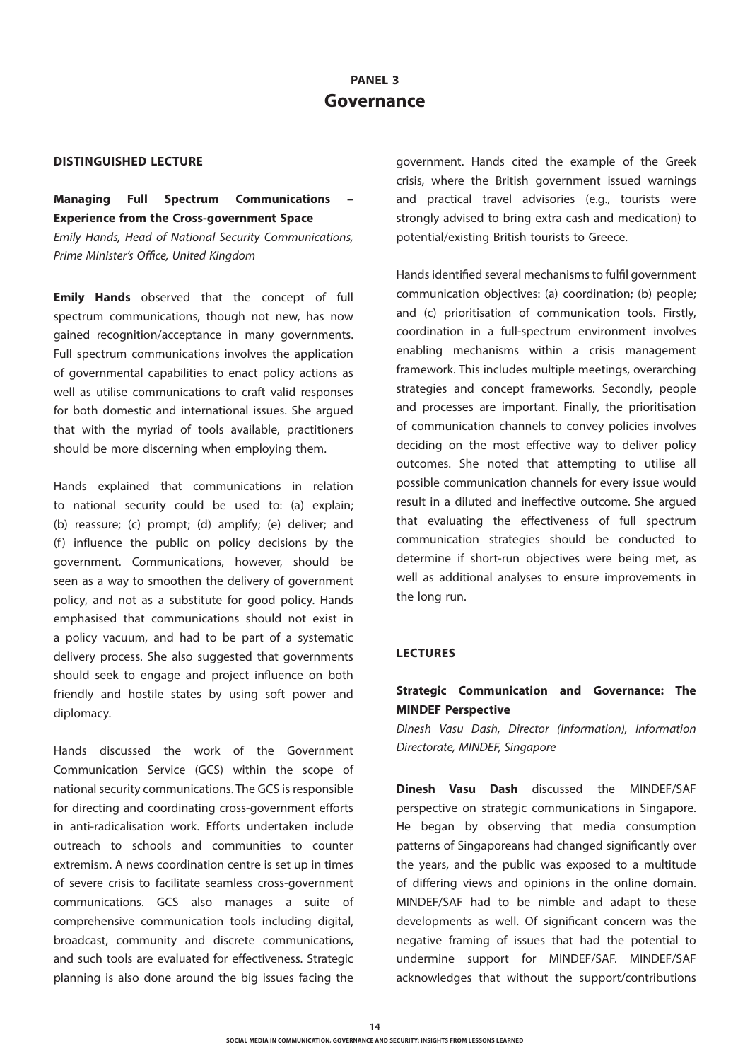## PANEL 3
# Governance

### DISTINGUISHED LECTURE

**Managing Full Spectrum Communications – Experience from the Cross-government Space**
*Emily Hands, Head of National Security Communications, Prime Minister's Office, United Kingdom*

**Emily Hands** observed that the concept of full spectrum communications, though not new, has now gained recognition/acceptance in many governments. Full spectrum communications involves the application of governmental capabilities to enact policy actions as well as utilise communications to craft valid responses for both domestic and international issues. She argued that with the myriad of tools available, practitioners should be more discerning when employing them.

Hands explained that communications in relation to national security could be used to: (a) explain; (b) reassure; (c) prompt; (d) amplify; (e) deliver; and (f) influence the public on policy decisions by the government. Communications, however, should be seen as a way to smoothen the delivery of government policy, and not as a substitute for good policy. Hands emphasised that communications should not exist in a policy vacuum, and had to be part of a systematic delivery process. She also suggested that governments should seek to engage and project influence on both friendly and hostile states by using soft power and diplomacy.

Hands discussed the work of the Government Communication Service (GCS) within the scope of national security communications. The GCS is responsible for directing and coordinating cross-government efforts in anti-radicalisation work. Efforts undertaken include outreach to schools and communities to counter extremism. A news coordination centre is set up in times of severe crisis to facilitate seamless cross-government communications. GCS also manages a suite of comprehensive communication tools including digital, broadcast, community and discrete communications, and such tools are evaluated for effectiveness. Strategic planning is also done around the big issues facing the government. Hands cited the example of the Greek crisis, where the British government issued warnings and practical travel advisories (e.g., tourists were strongly advised to bring extra cash and medication) to potential/existing British tourists to Greece.

Hands identified several mechanisms to fulfil government communication objectives: (a) coordination; (b) people; and (c) prioritisation of communication tools. Firstly, coordination in a full-spectrum environment involves enabling mechanisms within a crisis management framework. This includes multiple meetings, overarching strategies and concept frameworks. Secondly, people and processes are important. Finally, the prioritisation of communication channels to convey policies involves deciding on the most effective way to deliver policy outcomes. She noted that attempting to utilise all possible communication channels for every issue would result in a diluted and ineffective outcome. She argued that evaluating the effectiveness of full spectrum communication strategies should be conducted to determine if short-run objectives were being met, as well as additional analyses to ensure improvements in the long run.

### LECTURES

**Strategic Communication and Governance: The MINDEF Perspective**
*Dinesh Vasu Dash, Director (Information), Information Directorate, MINDEF, Singapore*

**Dinesh Vasu Dash** discussed the MINDEF/SAF perspective on strategic communications in Singapore. He began by observing that media consumption patterns of Singaporeans had changed significantly over the years, and the public was exposed to a multitude of differing views and opinions in the online domain. MINDEF/SAF had to be nimble and adapt to these developments as well. Of significant concern was the negative framing of issues that had the potential to undermine support for MINDEF/SAF. MINDEF/SAF acknowledges that without the support/contributions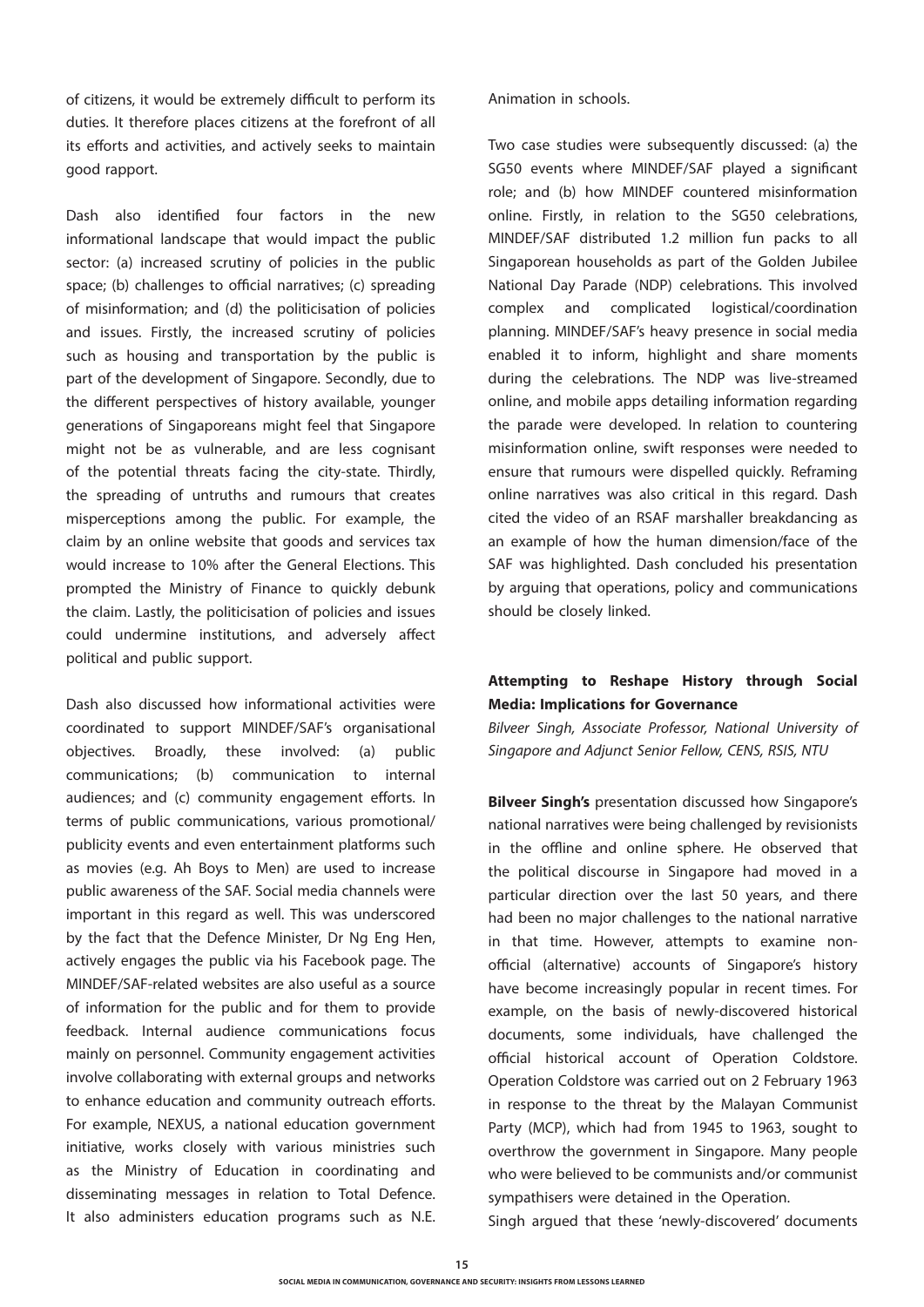of citizens, it would be extremely difficult to perform its duties. It therefore places citizens at the forefront of all its efforts and activities, and actively seeks to maintain good rapport.

Dash also identified four factors in the new informational landscape that would impact the public sector: (a) increased scrutiny of policies in the public space; (b) challenges to official narratives; (c) spreading of misinformation; and (d) the politicisation of policies and issues. Firstly, the increased scrutiny of policies such as housing and transportation by the public is part of the development of Singapore. Secondly, due to the different perspectives of history available, younger generations of Singaporeans might feel that Singapore might not be as vulnerable, and are less cognisant of the potential threats facing the city-state. Thirdly, the spreading of untruths and rumours that creates misperceptions among the public. For example, the claim by an online website that goods and services tax would increase to 10% after the General Elections. This prompted the Ministry of Finance to quickly debunk the claim. Lastly, the politicisation of policies and issues could undermine institutions, and adversely affect political and public support.

Dash also discussed how informational activities were coordinated to support MINDEF/SAF's organisational objectives. Broadly, these involved: (a) public communications; (b) communication to internal audiences; and (c) community engagement efforts. In terms of public communications, various promotional/publicity events and even entertainment platforms such as movies (e.g. Ah Boys to Men) are used to increase public awareness of the SAF. Social media channels were important in this regard as well. This was underscored by the fact that the Defence Minister, Dr Ng Eng Hen, actively engages the public via his Facebook page. The MINDEF/SAF-related websites are also useful as a source of information for the public and for them to provide feedback. Internal audience communications focus mainly on personnel. Community engagement activities involve collaborating with external groups and networks to enhance education and community outreach efforts. For example, NEXUS, a national education government initiative, works closely with various ministries such as the Ministry of Education in coordinating and disseminating messages in relation to Total Defence. It also administers education programs such as N.E. Animation in schools.

Two case studies were subsequently discussed: (a) the SG50 events where MINDEF/SAF played a significant role; and (b) how MINDEF countered misinformation online. Firstly, in relation to the SG50 celebrations, MINDEF/SAF distributed 1.2 million fun packs to all Singaporean households as part of the Golden Jubilee National Day Parade (NDP) celebrations. This involved complex and complicated logistical/coordination planning. MINDEF/SAF's heavy presence in social media enabled it to inform, highlight and share moments during the celebrations. The NDP was live-streamed online, and mobile apps detailing information regarding the parade were developed. In relation to countering misinformation online, swift responses were needed to ensure that rumours were dispelled quickly. Reframing online narratives was also critical in this regard. Dash cited the video of an RSAF marshaller breakdancing as an example of how the human dimension/face of the SAF was highlighted. Dash concluded his presentation by arguing that operations, policy and communications should be closely linked.

### Attempting to Reshape History through Social Media: Implications for Governance

*Bilveer Singh, Associate Professor, National University of Singapore and Adjunct Senior Fellow, CENS, RSIS, NTU*

**Bilveer Singh's** presentation discussed how Singapore's national narratives were being challenged by revisionists in the offline and online sphere. He observed that the political discourse in Singapore had moved in a particular direction over the last 50 years, and there had been no major challenges to the national narrative in that time. However, attempts to examine non-official (alternative) accounts of Singapore's history have become increasingly popular in recent times. For example, on the basis of newly-discovered historical documents, some individuals, have challenged the official historical account of Operation Coldstore. Operation Coldstore was carried out on 2 February 1963 in response to the threat by the Malayan Communist Party (MCP), which had from 1945 to 1963, sought to overthrow the government in Singapore. Many people who were believed to be communists and/or communist sympathisers were detained in the Operation.

Singh argued that these 'newly-discovered' documents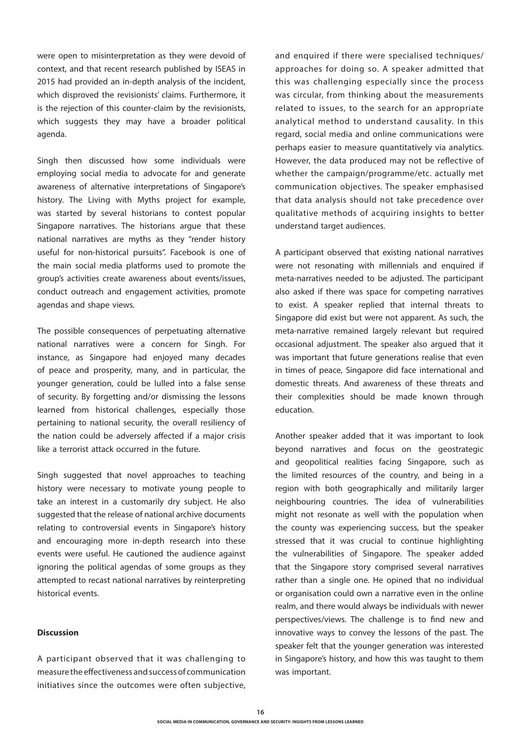were open to misinterpretation as they were devoid of context, and that recent research published by ISEAS in 2015 had provided an in-depth analysis of the incident, which disproved the revisionists' claims. Furthermore, it is the rejection of this counter-claim by the revisionists, which suggests they may have a broader political agenda.

Singh then discussed how some individuals were employing social media to advocate for and generate awareness of alternative interpretations of Singapore's history. The Living with Myths project for example, was started by several historians to contest popular Singapore narratives. The historians argue that these national narratives are myths as they "render history useful for non-historical pursuits". Facebook is one of the main social media platforms used to promote the group's activities create awareness about events/issues, conduct outreach and engagement activities, promote agendas and shape views.

The possible consequences of perpetuating alternative national narratives were a concern for Singh. For instance, as Singapore had enjoyed many decades of peace and prosperity, many, and in particular, the younger generation, could be lulled into a false sense of security. By forgetting and/or dismissing the lessons learned from historical challenges, especially those pertaining to national security, the overall resiliency of the nation could be adversely affected if a major crisis like a terrorist attack occurred in the future.

Singh suggested that novel approaches to teaching history were necessary to motivate young people to take an interest in a customarily dry subject. He also suggested that the release of national archive documents relating to controversial events in Singapore's history and encouraging more in-depth research into these events were useful. He cautioned the audience against ignoring the political agendas of some groups as they attempted to recast national narratives by reinterpreting historical events.

**Discussion**

A participant observed that it was challenging to measure the effectiveness and success of communication initiatives since the outcomes were often subjective, and enquired if there were specialised techniques/approaches for doing so. A speaker admitted that this was challenging especially since the process was circular, from thinking about the measurements related to issues, to the search for an appropriate analytical method to understand causality. In this regard, social media and online communications were perhaps easier to measure quantitatively via analytics. However, the data produced may not be reflective of whether the campaign/programme/etc. actually met communication objectives. The speaker emphasised that data analysis should not take precedence over qualitative methods of acquiring insights to better understand target audiences.

A participant observed that existing national narratives were not resonating with millennials and enquired if meta-narratives needed to be adjusted. The participant also asked if there was space for competing narratives to exist. A speaker replied that internal threats to Singapore did exist but were not apparent. As such, the meta-narrative remained largely relevant but required occasional adjustment. The speaker also argued that it was important that future generations realise that even in times of peace, Singapore did face international and domestic threats. And awareness of these threats and their complexities should be made known through education.

Another speaker added that it was important to look beyond narratives and focus on the geostrategic and geopolitical realities facing Singapore, such as the limited resources of the country, and being in a region with both geographically and militarily larger neighbouring countries. The idea of vulnerabilities might not resonate as well with the population when the county was experiencing success, but the speaker stressed that it was crucial to continue highlighting the vulnerabilities of Singapore. The speaker added that the Singapore story comprised several narratives rather than a single one. He opined that no individual or organisation could own a narrative even in the online realm, and there would always be individuals with newer perspectives/views. The challenge is to find new and innovative ways to convey the lessons of the past. The speaker felt that the younger generation was interested in Singapore's history, and how this was taught to them was important.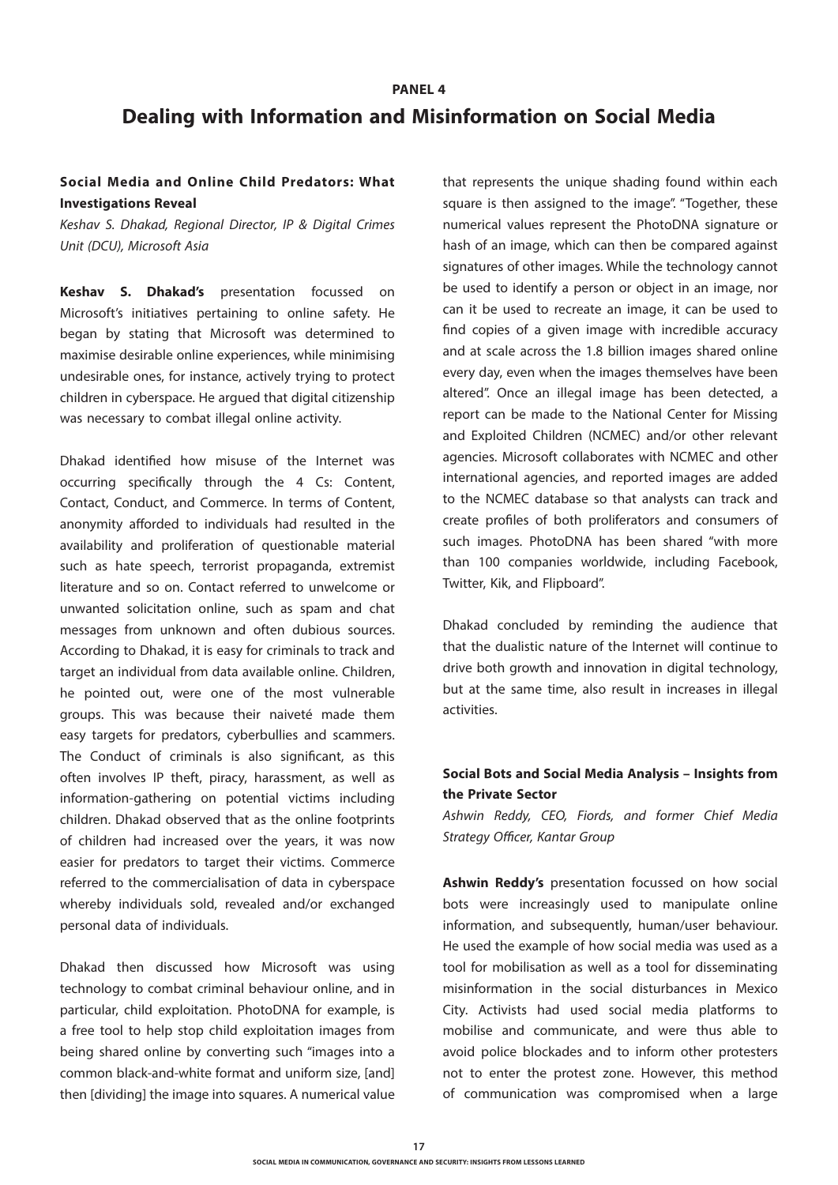PANEL 4

# Dealing with Information and Misinformation on Social Media

### Social Media and Online Child Predators: What Investigations Reveal

*Keshav S. Dhakad, Regional Director, IP & Digital Crimes Unit (DCU), Microsoft Asia*

**Keshav S. Dhakad's** presentation focussed on Microsoft's initiatives pertaining to online safety. He began by stating that Microsoft was determined to maximise desirable online experiences, while minimising undesirable ones, for instance, actively trying to protect children in cyberspace. He argued that digital citizenship was necessary to combat illegal online activity.

Dhakad identified how misuse of the Internet was occurring specifically through the 4 Cs: Content, Contact, Conduct, and Commerce. In terms of Content, anonymity afforded to individuals had resulted in the availability and proliferation of questionable material such as hate speech, terrorist propaganda, extremist literature and so on. Contact referred to unwelcome or unwanted solicitation online, such as spam and chat messages from unknown and often dubious sources. According to Dhakad, it is easy for criminals to track and target an individual from data available online. Children, he pointed out, were one of the most vulnerable groups. This was because their naiveté made them easy targets for predators, cyberbullies and scammers. The Conduct of criminals is also significant, as this often involves IP theft, piracy, harassment, as well as information-gathering on potential victims including children. Dhakad observed that as the online footprints of children had increased over the years, it was now easier for predators to target their victims. Commerce referred to the commercialisation of data in cyberspace whereby individuals sold, revealed and/or exchanged personal data of individuals.

Dhakad then discussed how Microsoft was using technology to combat criminal behaviour online, and in particular, child exploitation. PhotoDNA for example, is a free tool to help stop child exploitation images from being shared online by converting such "images into a common black-and-white format and uniform size, [and] then [dividing] the image into squares. A numerical value that represents the unique shading found within each square is then assigned to the image". "Together, these numerical values represent the PhotoDNA signature or hash of an image, which can then be compared against signatures of other images. While the technology cannot be used to identify a person or object in an image, nor can it be used to recreate an image, it can be used to find copies of a given image with incredible accuracy and at scale across the 1.8 billion images shared online every day, even when the images themselves have been altered". Once an illegal image has been detected, a report can be made to the National Center for Missing and Exploited Children (NCMEC) and/or other relevant agencies. Microsoft collaborates with NCMEC and other international agencies, and reported images are added to the NCMEC database so that analysts can track and create profiles of both proliferators and consumers of such images. PhotoDNA has been shared "with more than 100 companies worldwide, including Facebook, Twitter, Kik, and Flipboard".

Dhakad concluded by reminding the audience that that the dualistic nature of the Internet will continue to drive both growth and innovation in digital technology, but at the same time, also result in increases in illegal activities.

### Social Bots and Social Media Analysis – Insights from the Private Sector

*Ashwin Reddy, CEO, Fiords, and former Chief Media Strategy Officer, Kantar Group*

**Ashwin Reddy's** presentation focussed on how social bots were increasingly used to manipulate online information, and subsequently, human/user behaviour. He used the example of how social media was used as a tool for mobilisation as well as a tool for disseminating misinformation in the social disturbances in Mexico City. Activists had used social media platforms to mobilise and communicate, and were thus able to avoid police blockades and to inform other protesters not to enter the protest zone. However, this method of communication was compromised when a large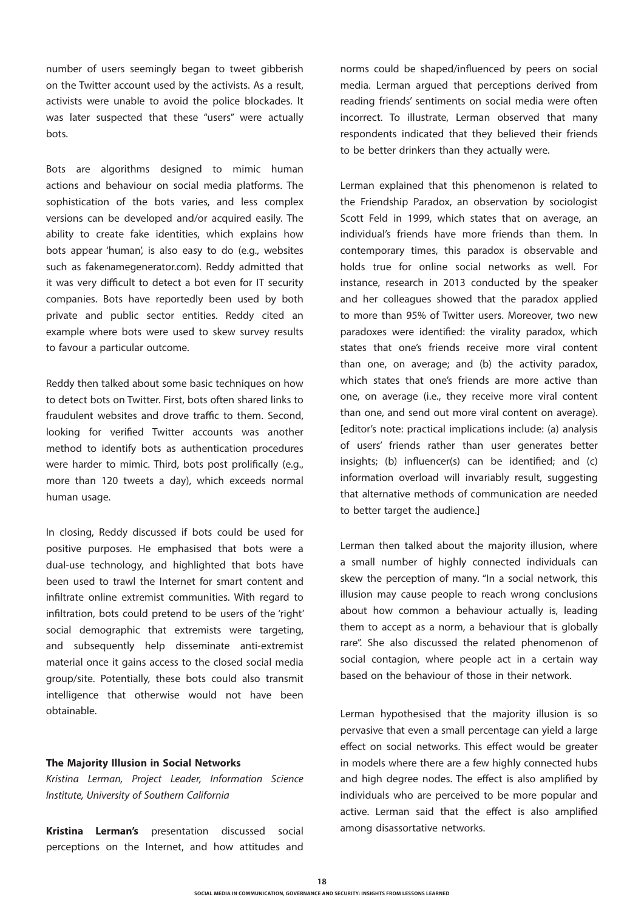number of users seemingly began to tweet gibberish on the Twitter account used by the activists. As a result, activists were unable to avoid the police blockades. It was later suspected that these "users" were actually bots.

Bots are algorithms designed to mimic human actions and behaviour on social media platforms. The sophistication of the bots varies, and less complex versions can be developed and/or acquired easily. The ability to create fake identities, which explains how bots appear 'human', is also easy to do (e.g., websites such as fakenamegenerator.com). Reddy admitted that it was very difficult to detect a bot even for IT security companies. Bots have reportedly been used by both private and public sector entities. Reddy cited an example where bots were used to skew survey results to favour a particular outcome.

Reddy then talked about some basic techniques on how to detect bots on Twitter. First, bots often shared links to fraudulent websites and drove traffic to them. Second, looking for verified Twitter accounts was another method to identify bots as authentication procedures were harder to mimic. Third, bots post prolifically (e.g., more than 120 tweets a day), which exceeds normal human usage.

In closing, Reddy discussed if bots could be used for positive purposes. He emphasised that bots were a dual-use technology, and highlighted that bots have been used to trawl the Internet for smart content and infiltrate online extremist communities. With regard to infiltration, bots could pretend to be users of the 'right' social demographic that extremists were targeting, and subsequently help disseminate anti-extremist material once it gains access to the closed social media group/site. Potentially, these bots could also transmit intelligence that otherwise would not have been obtainable.

### The Majority Illusion in Social Networks

*Kristina Lerman, Project Leader, Information Science Institute, University of Southern California*

**Kristina Lerman's** presentation discussed social perceptions on the Internet, and how attitudes and norms could be shaped/influenced by peers on social media. Lerman argued that perceptions derived from reading friends' sentiments on social media were often incorrect. To illustrate, Lerman observed that many respondents indicated that they believed their friends to be better drinkers than they actually were.

Lerman explained that this phenomenon is related to the Friendship Paradox, an observation by sociologist Scott Feld in 1999, which states that on average, an individual's friends have more friends than them. In contemporary times, this paradox is observable and holds true for online social networks as well. For instance, research in 2013 conducted by the speaker and her colleagues showed that the paradox applied to more than 95% of Twitter users. Moreover, two new paradoxes were identified: the virality paradox, which states that one's friends receive more viral content than one, on average; and (b) the activity paradox, which states that one's friends are more active than one, on average (i.e., they receive more viral content than one, and send out more viral content on average). [editor's note: practical implications include: (a) analysis of users' friends rather than user generates better insights; (b) influencer(s) can be identified; and (c) information overload will invariably result, suggesting that alternative methods of communication are needed to better target the audience.]

Lerman then talked about the majority illusion, where a small number of highly connected individuals can skew the perception of many. "In a social network, this illusion may cause people to reach wrong conclusions about how common a behaviour actually is, leading them to accept as a norm, a behaviour that is globally rare". She also discussed the related phenomenon of social contagion, where people act in a certain way based on the behaviour of those in their network.

Lerman hypothesised that the majority illusion is so pervasive that even a small percentage can yield a large effect on social networks. This effect would be greater in models where there are a few highly connected hubs and high degree nodes. The effect is also amplified by individuals who are perceived to be more popular and active. Lerman said that the effect is also amplified among disassortative networks.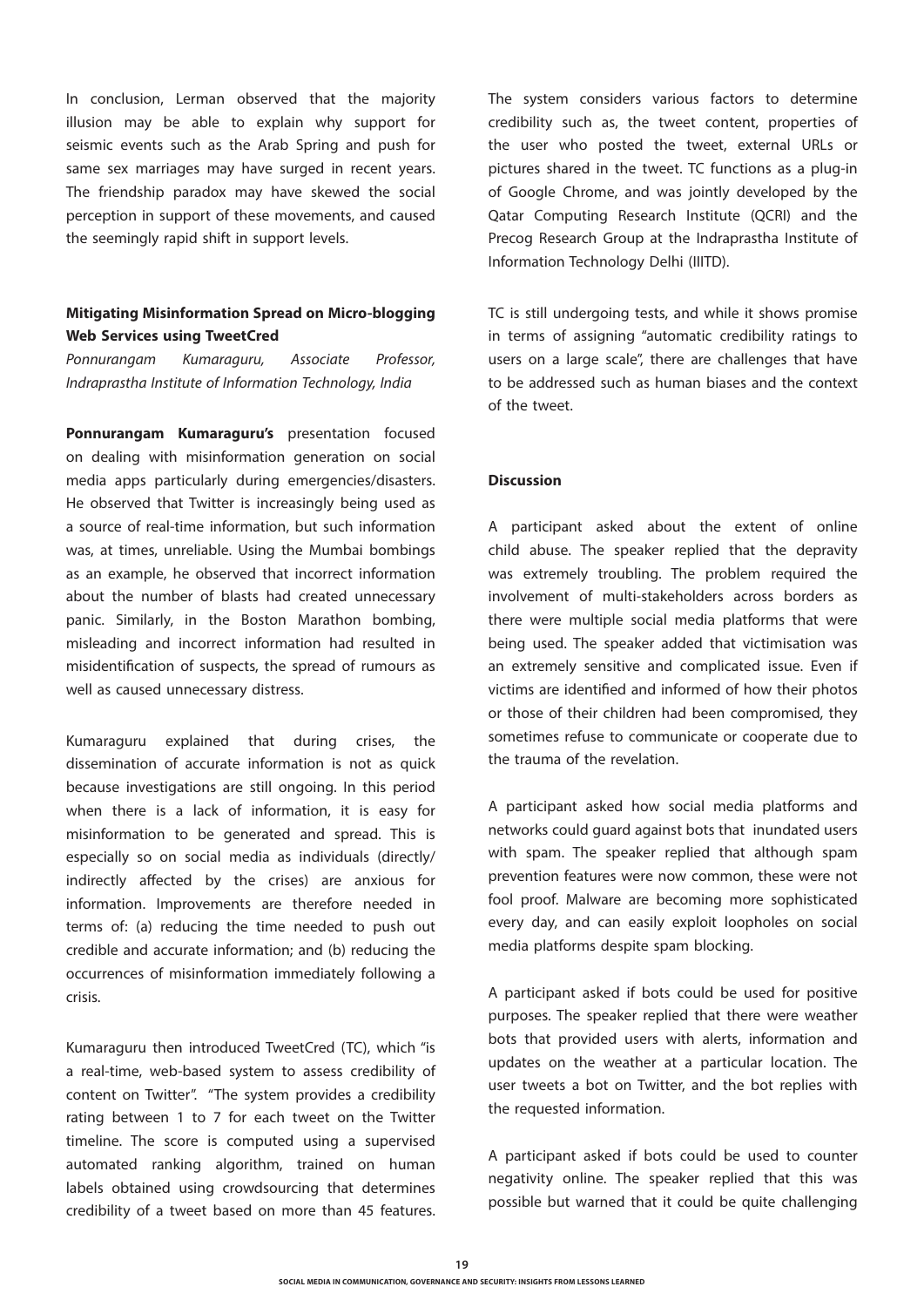In conclusion, Lerman observed that the majority illusion may be able to explain why support for seismic events such as the Arab Spring and push for same sex marriages may have surged in recent years. The friendship paradox may have skewed the social perception in support of these movements, and caused the seemingly rapid shift in support levels.

### Mitigating Misinformation Spread on Micro-blogging Web Services using TweetCred

*Ponnurangam Kumaraguru, Associate Professor, Indraprastha Institute of Information Technology, India*

**Ponnurangam Kumaraguru's** presentation focused on dealing with misinformation generation on social media apps particularly during emergencies/disasters. He observed that Twitter is increasingly being used as a source of real-time information, but such information was, at times, unreliable. Using the Mumbai bombings as an example, he observed that incorrect information about the number of blasts had created unnecessary panic. Similarly, in the Boston Marathon bombing, misleading and incorrect information had resulted in misidentification of suspects, the spread of rumours as well as caused unnecessary distress.

Kumaraguru explained that during crises, the dissemination of accurate information is not as quick because investigations are still ongoing. In this period when there is a lack of information, it is easy for misinformation to be generated and spread. This is especially so on social media as individuals (directly/indirectly affected by the crises) are anxious for information. Improvements are therefore needed in terms of: (a) reducing the time needed to push out credible and accurate information; and (b) reducing the occurrences of misinformation immediately following a crisis.

Kumaraguru then introduced TweetCred (TC), which "is a real-time, web-based system to assess credibility of content on Twitter". "The system provides a credibility rating between 1 to 7 for each tweet on the Twitter timeline. The score is computed using a supervised automated ranking algorithm, trained on human labels obtained using crowdsourcing that determines credibility of a tweet based on more than 45 features. The system considers various factors to determine credibility such as, the tweet content, properties of the user who posted the tweet, external URLs or pictures shared in the tweet. TC functions as a plug-in of Google Chrome, and was jointly developed by the Qatar Computing Research Institute (QCRI) and the Precog Research Group at the Indraprastha Institute of Information Technology Delhi (IIITD).

TC is still undergoing tests, and while it shows promise in terms of assigning "automatic credibility ratings to users on a large scale", there are challenges that have to be addressed such as human biases and the context of the tweet.

#### Discussion

A participant asked about the extent of online child abuse. The speaker replied that the depravity was extremely troubling. The problem required the involvement of multi-stakeholders across borders as there were multiple social media platforms that were being used. The speaker added that victimisation was an extremely sensitive and complicated issue. Even if victims are identified and informed of how their photos or those of their children had been compromised, they sometimes refuse to communicate or cooperate due to the trauma of the revelation.

A participant asked how social media platforms and networks could guard against bots that inundated users with spam. The speaker replied that although spam prevention features were now common, these were not fool proof. Malware are becoming more sophisticated every day, and can easily exploit loopholes on social media platforms despite spam blocking.

A participant asked if bots could be used for positive purposes. The speaker replied that there were weather bots that provided users with alerts, information and updates on the weather at a particular location. The user tweets a bot on Twitter, and the bot replies with the requested information.

A participant asked if bots could be used to counter negativity online. The speaker replied that this was possible but warned that it could be quite challenging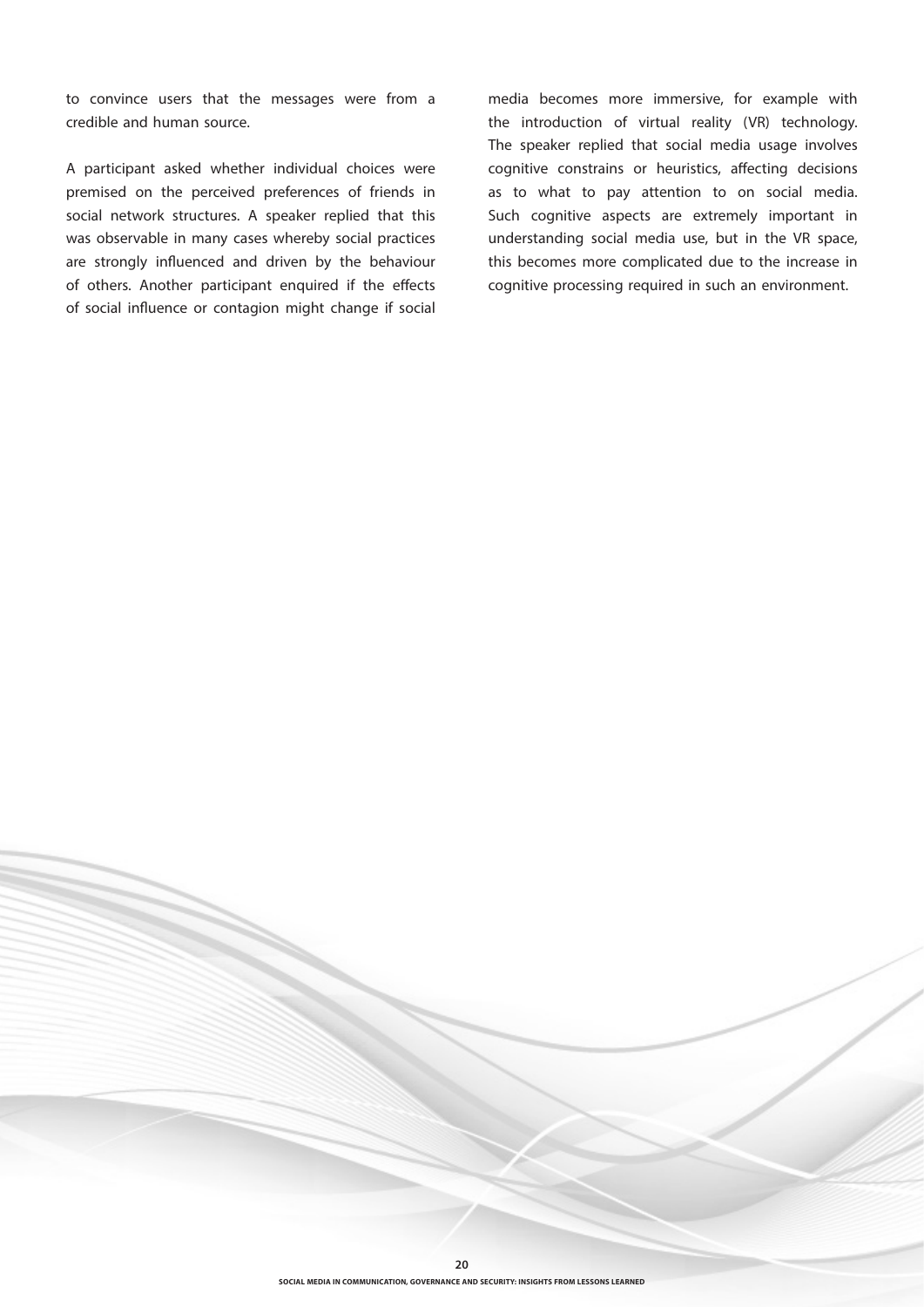to convince users that the messages were from a credible and human source.

A participant asked whether individual choices were premised on the perceived preferences of friends in social network structures. A speaker replied that this was observable in many cases whereby social practices are strongly influenced and driven by the behaviour of others. Another participant enquired if the effects of social influence or contagion might change if social media becomes more immersive, for example with the introduction of virtual reality (VR) technology. The speaker replied that social media usage involves cognitive constrains or heuristics, affecting decisions as to what to pay attention to on social media. Such cognitive aspects are extremely important in understanding social media use, but in the VR space, this becomes more complicated due to the increase in cognitive processing required in such an environment.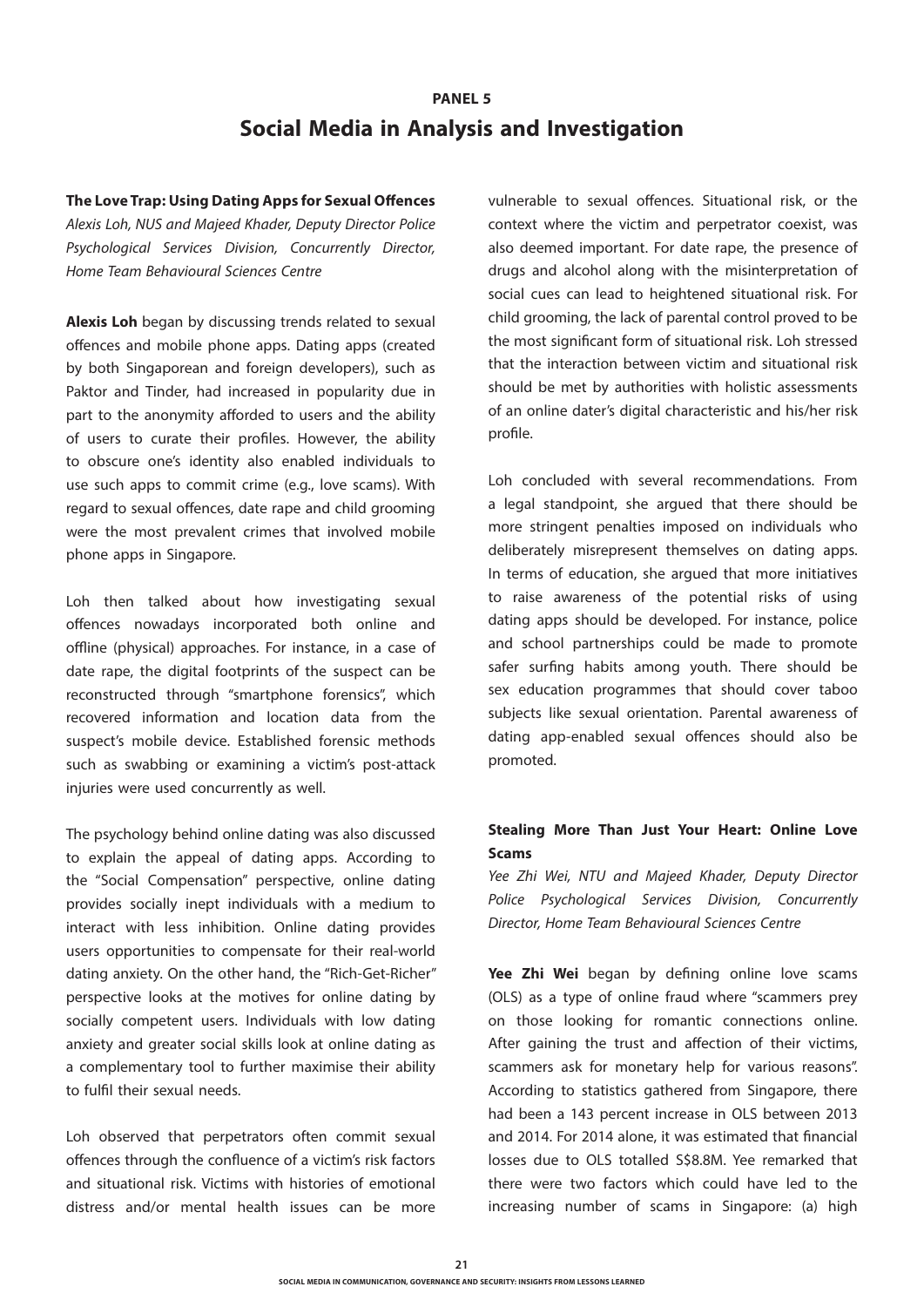## PANEL 5

# Social Media in Analysis and Investigation

### The Love Trap: Using Dating Apps for Sexual Offences

*Alexis Loh, NUS and Majeed Khader, Deputy Director Police Psychological Services Division, Concurrently Director, Home Team Behavioural Sciences Centre*

**Alexis Loh** began by discussing trends related to sexual offences and mobile phone apps. Dating apps (created by both Singaporean and foreign developers), such as Paktor and Tinder, had increased in popularity due in part to the anonymity afforded to users and the ability of users to curate their profiles. However, the ability to obscure one's identity also enabled individuals to use such apps to commit crime (e.g., love scams). With regard to sexual offences, date rape and child grooming were the most prevalent crimes that involved mobile phone apps in Singapore.

Loh then talked about how investigating sexual offences nowadays incorporated both online and offline (physical) approaches. For instance, in a case of date rape, the digital footprints of the suspect can be reconstructed through "smartphone forensics", which recovered information and location data from the suspect's mobile device. Established forensic methods such as swabbing or examining a victim's post-attack injuries were used concurrently as well.

The psychology behind online dating was also discussed to explain the appeal of dating apps. According to the "Social Compensation" perspective, online dating provides socially inept individuals with a medium to interact with less inhibition. Online dating provides users opportunities to compensate for their real-world dating anxiety. On the other hand, the "Rich-Get-Richer" perspective looks at the motives for online dating by socially competent users. Individuals with low dating anxiety and greater social skills look at online dating as a complementary tool to further maximise their ability to fulfil their sexual needs.

Loh observed that perpetrators often commit sexual offences through the confluence of a victim's risk factors and situational risk. Victims with histories of emotional distress and/or mental health issues can be more vulnerable to sexual offences. Situational risk, or the context where the victim and perpetrator coexist, was also deemed important. For date rape, the presence of drugs and alcohol along with the misinterpretation of social cues can lead to heightened situational risk. For child grooming, the lack of parental control proved to be the most significant form of situational risk. Loh stressed that the interaction between victim and situational risk should be met by authorities with holistic assessments of an online dater's digital characteristic and his/her risk profile.

Loh concluded with several recommendations. From a legal standpoint, she argued that there should be more stringent penalties imposed on individuals who deliberately misrepresent themselves on dating apps. In terms of education, she argued that more initiatives to raise awareness of the potential risks of using dating apps should be developed. For instance, police and school partnerships could be made to promote safer surfing habits among youth. There should be sex education programmes that should cover taboo subjects like sexual orientation. Parental awareness of dating app-enabled sexual offences should also be promoted.

### Stealing More Than Just Your Heart: Online Love Scams

*Yee Zhi Wei, NTU and Majeed Khader, Deputy Director Police Psychological Services Division, Concurrently Director, Home Team Behavioural Sciences Centre*

**Yee Zhi Wei** began by defining online love scams (OLS) as a type of online fraud where "scammers prey on those looking for romantic connections online. After gaining the trust and affection of their victims, scammers ask for monetary help for various reasons". According to statistics gathered from Singapore, there had been a 143 percent increase in OLS between 2013 and 2014. For 2014 alone, it was estimated that financial losses due to OLS totalled S$8.8M. Yee remarked that there were two factors which could have led to the increasing number of scams in Singapore: (a) high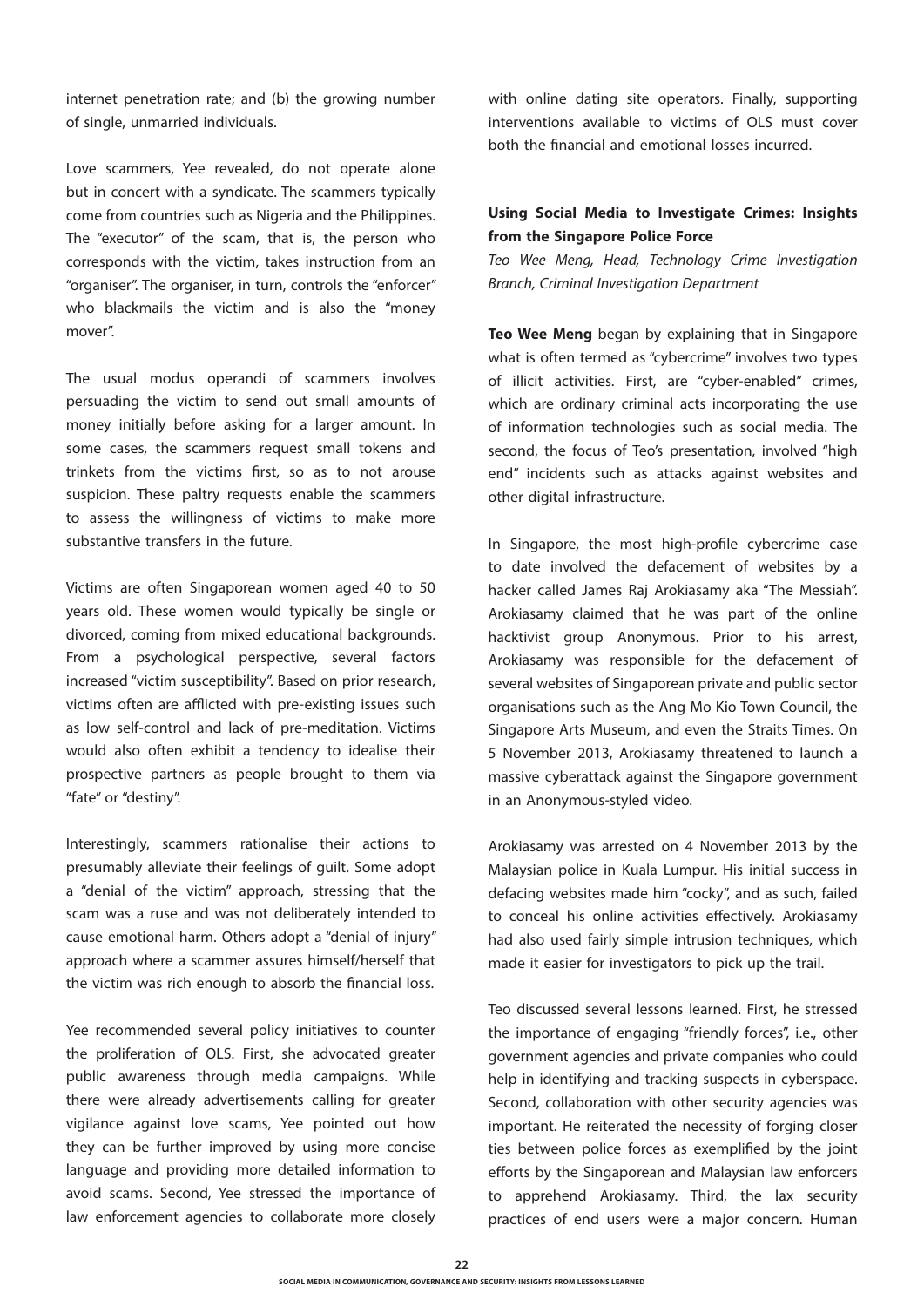internet penetration rate; and (b) the growing number of single, unmarried individuals.

Love scammers, Yee revealed, do not operate alone but in concert with a syndicate. The scammers typically come from countries such as Nigeria and the Philippines. The "executor" of the scam, that is, the person who corresponds with the victim, takes instruction from an "organiser". The organiser, in turn, controls the "enforcer" who blackmails the victim and is also the "money mover".

The usual modus operandi of scammers involves persuading the victim to send out small amounts of money initially before asking for a larger amount. In some cases, the scammers request small tokens and trinkets from the victims first, so as to not arouse suspicion. These paltry requests enable the scammers to assess the willingness of victims to make more substantive transfers in the future.

Victims are often Singaporean women aged 40 to 50 years old. These women would typically be single or divorced, coming from mixed educational backgrounds. From a psychological perspective, several factors increased "victim susceptibility". Based on prior research, victims often are afflicted with pre-existing issues such as low self-control and lack of pre-meditation. Victims would also often exhibit a tendency to idealise their prospective partners as people brought to them via "fate" or "destiny".

Interestingly, scammers rationalise their actions to presumably alleviate their feelings of guilt. Some adopt a "denial of the victim" approach, stressing that the scam was a ruse and was not deliberately intended to cause emotional harm. Others adopt a "denial of injury" approach where a scammer assures himself/herself that the victim was rich enough to absorb the financial loss.

Yee recommended several policy initiatives to counter the proliferation of OLS. First, she advocated greater public awareness through media campaigns. While there were already advertisements calling for greater vigilance against love scams, Yee pointed out how they can be further improved by using more concise language and providing more detailed information to avoid scams. Second, Yee stressed the importance of law enforcement agencies to collaborate more closely with online dating site operators. Finally, supporting interventions available to victims of OLS must cover both the financial and emotional losses incurred.

### Using Social Media to Investigate Crimes: Insights from the Singapore Police Force

*Teo Wee Meng, Head, Technology Crime Investigation Branch, Criminal Investigation Department*

**Teo Wee Meng** began by explaining that in Singapore what is often termed as "cybercrime" involves two types of illicit activities. First, are "cyber-enabled" crimes, which are ordinary criminal acts incorporating the use of information technologies such as social media. The second, the focus of Teo's presentation, involved "high end" incidents such as attacks against websites and other digital infrastructure.

In Singapore, the most high-profile cybercrime case to date involved the defacement of websites by a hacker called James Raj Arokiasamy aka "The Messiah". Arokiasamy claimed that he was part of the online hacktivist group Anonymous. Prior to his arrest, Arokiasamy was responsible for the defacement of several websites of Singaporean private and public sector organisations such as the Ang Mo Kio Town Council, the Singapore Arts Museum, and even the Straits Times. On 5 November 2013, Arokiasamy threatened to launch a massive cyberattack against the Singapore government in an Anonymous-styled video.

Arokiasamy was arrested on 4 November 2013 by the Malaysian police in Kuala Lumpur. His initial success in defacing websites made him "cocky", and as such, failed to conceal his online activities effectively. Arokiasamy had also used fairly simple intrusion techniques, which made it easier for investigators to pick up the trail.

Teo discussed several lessons learned. First, he stressed the importance of engaging "friendly forces", i.e., other government agencies and private companies who could help in identifying and tracking suspects in cyberspace. Second, collaboration with other security agencies was important. He reiterated the necessity of forging closer ties between police forces as exemplified by the joint efforts by the Singaporean and Malaysian law enforcers to apprehend Arokiasamy. Third, the lax security practices of end users were a major concern. Human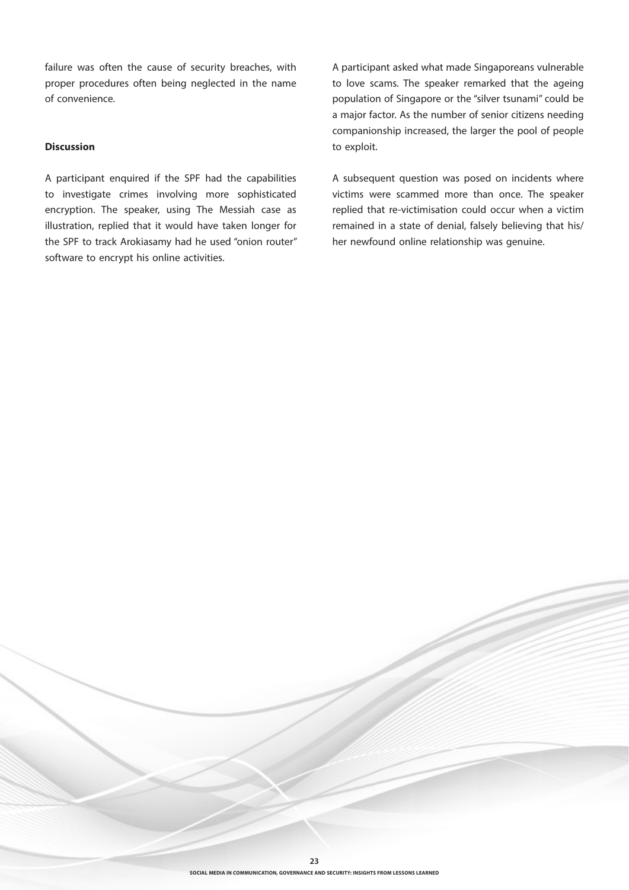failure was often the cause of security breaches, with proper procedures often being neglected in the name of convenience.

**Discussion**

A participant enquired if the SPF had the capabilities to investigate crimes involving more sophisticated encryption. The speaker, using The Messiah case as illustration, replied that it would have taken longer for the SPF to track Arokiasamy had he used "onion router" software to encrypt his online activities.

A participant asked what made Singaporeans vulnerable to love scams. The speaker remarked that the ageing population of Singapore or the "silver tsunami" could be a major factor. As the number of senior citizens needing companionship increased, the larger the pool of people to exploit.

A subsequent question was posed on incidents where victims were scammed more than once. The speaker replied that re-victimisation could occur when a victim remained in a state of denial, falsely believing that his/her newfound online relationship was genuine.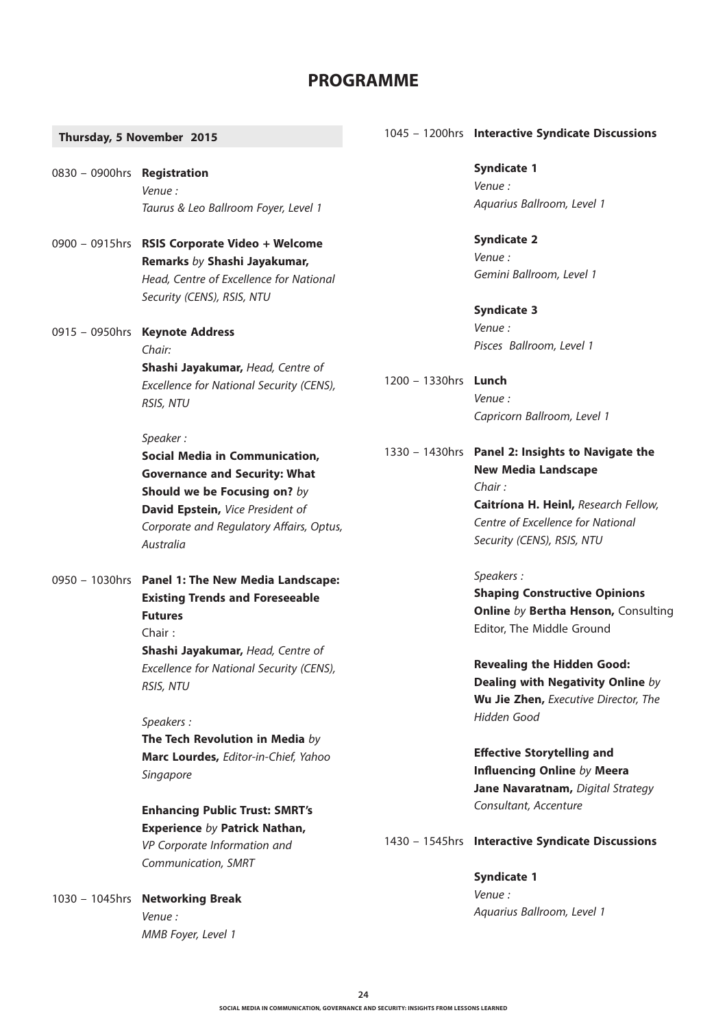# PROGRAMME

## Thursday, 5 November 2015

0830 – 0900hrs **Registration**
*Venue :*
*Taurus & Leo Ballroom Foyer, Level 1*

0900 – 0915hrs **RSIS Corporate Video + Welcome Remarks** *by* **Shashi Jayakumar,** *Head, Centre of Excellence for National Security (CENS), RSIS, NTU*

0915 – 0950hrs **Keynote Address**
*Chair:*
**Shashi Jayakumar,** *Head, Centre of Excellence for National Security (CENS), RSIS, NTU*

*Speaker :*
**Social Media in Communication, Governance and Security: What Should we be Focusing on?** *by* **David Epstein,** *Vice President of Corporate and Regulatory Affairs, Optus, Australia*

0950 – 1030hrs **Panel 1: The New Media Landscape: Existing Trends and Foreseeable Futures**
Chair :
**Shashi Jayakumar,** *Head, Centre of Excellence for National Security (CENS), RSIS, NTU*

*Speakers :*
**The Tech Revolution in Media** *by* **Marc Lourdes,** *Editor-in-Chief, Yahoo Singapore*

**Enhancing Public Trust: SMRT's Experience** *by* **Patrick Nathan,** *VP Corporate Information and Communication, SMRT*

1030 – 1045hrs **Networking Break**
*Venue :*
*MMB Foyer, Level 1*

1045 – 1200hrs **Interactive Syndicate Discussions**

**Syndicate 1**
*Venue :*
*Aquarius Ballroom, Level 1*

**Syndicate 2**
*Venue :*
*Gemini Ballroom, Level 1*

**Syndicate 3**
*Venue :*
*Pisces Ballroom, Level 1*

1200 – 1330hrs **Lunch**
*Venue :*
*Capricorn Ballroom, Level 1*

1330 – 1430hrs **Panel 2: Insights to Navigate the New Media Landscape**
*Chair :*
**Caitríona H. Heinl,** *Research Fellow, Centre of Excellence for National Security (CENS), RSIS, NTU*

*Speakers :*
**Shaping Constructive Opinions Online** *by* **Bertha Henson,** Consulting Editor, The Middle Ground

**Revealing the Hidden Good: Dealing with Negativity Online** *by* **Wu Jie Zhen,** *Executive Director, The Hidden Good*

**Effective Storytelling and Influencing Online** *by* **Meera Jane Navaratnam,** *Digital Strategy Consultant, Accenture*

1430 – 1545hrs **Interactive Syndicate Discussions**

**Syndicate 1**
*Venue :*
*Aquarius Ballroom, Level 1*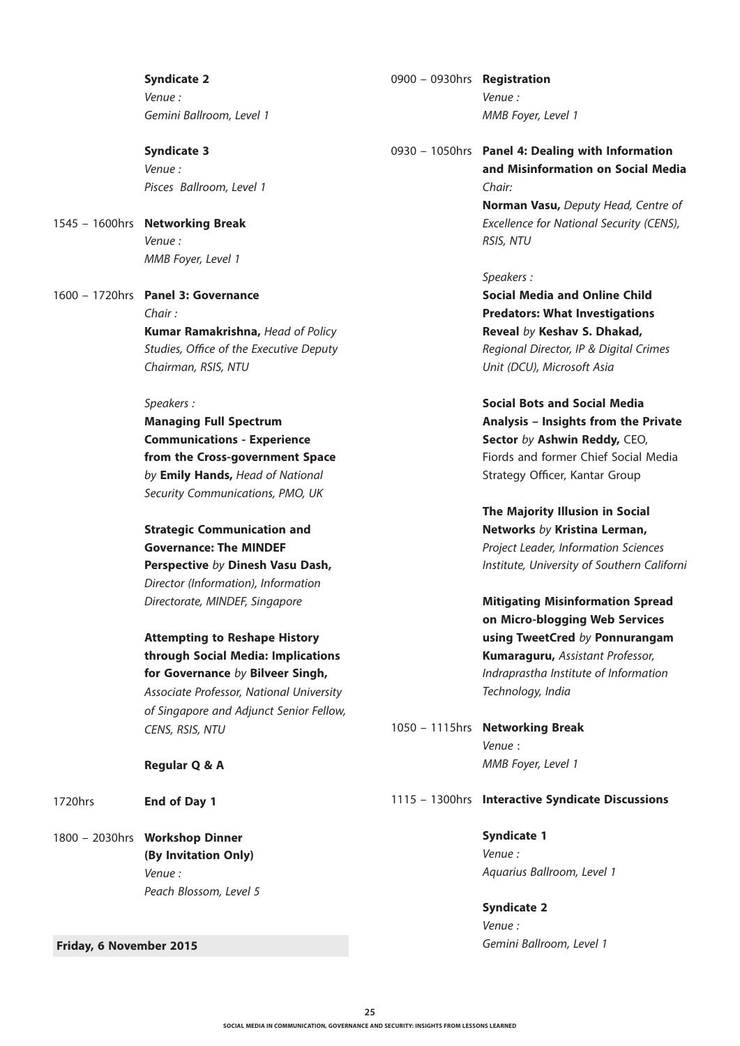**Syndicate 2**
*Venue :*
*Gemini Ballroom, Level 1*

**Syndicate 3**
*Venue :*
*Pisces Ballroom, Level 1*

1545 – 1600hrs **Networking Break**
*Venue :*
*MMB Foyer, Level 1*

1600 – 1720hrs **Panel 3: Governance**
*Chair :*
**Kumar Ramakrishna,** *Head of Policy Studies, Office of the Executive Deputy Chairman, RSIS, NTU*

*Speakers :*

**Managing Full Spectrum Communications - Experience from the Cross-government Space** *by* **Emily Hands,** *Head of National Security Communications, PMO, UK*

**Strategic Communication and Governance: The MINDEF Perspective** *by* **Dinesh Vasu Dash,** *Director (Information), Information Directorate, MINDEF, Singapore*

**Attempting to Reshape History through Social Media: Implications for Governance** *by* **Bilveer Singh,** *Associate Professor, National University of Singapore and Adjunct Senior Fellow, CENS, RSIS, NTU*

**Regular Q & A**

1720hrs **End of Day 1**

1800 – 2030hrs **Workshop Dinner (By Invitation Only)**
*Venue :*
*Peach Blossom, Level 5*

**Friday, 6 November 2015**

0900 – 0930hrs **Registration**
*Venue :*
*MMB Foyer, Level 1*

0930 – 1050hrs **Panel 4: Dealing with Information and Misinformation on Social Media**
*Chair:*
**Norman Vasu,** *Deputy Head, Centre of Excellence for National Security (CENS), RSIS, NTU*

*Speakers :*

**Social Media and Online Child Predators: What Investigations Reveal** *by* **Keshav S. Dhakad,** *Regional Director, IP & Digital Crimes Unit (DCU), Microsoft Asia*

**Social Bots and Social Media Analysis – Insights from the Private Sector** *by* **Ashwin Reddy,** CEO, Fiords and former Chief Social Media Strategy Officer, Kantar Group

**The Majority Illusion in Social Networks** *by* **Kristina Lerman,** *Project Leader, Information Sciences Institute, University of Southern Californi*

**Mitigating Misinformation Spread on Micro-blogging Web Services using TweetCred** *by* **Ponnurangam Kumaraguru,** *Assistant Professor, Indraprastha Institute of Information Technology, India*

1050 – 1115hrs **Networking Break**
*Venue* :
*MMB Foyer, Level 1*

1115 – 1300hrs **Interactive Syndicate Discussions**

**Syndicate 1**
*Venue :*
*Aquarius Ballroom, Level 1*

**Syndicate 2**
*Venue :*
*Gemini Ballroom, Level 1*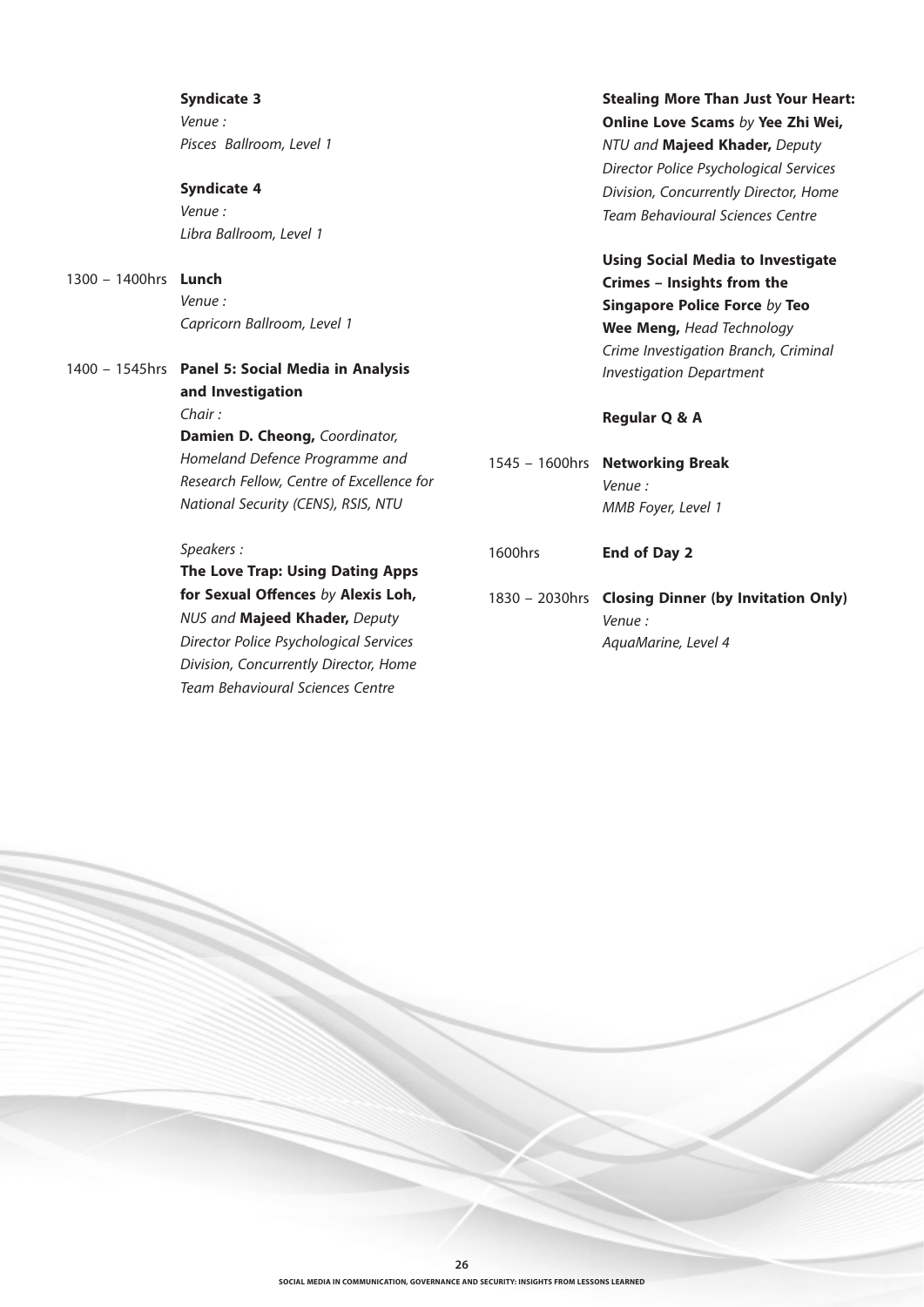**Syndicate 3**
*Venue :*
*Pisces Ballroom, Level 1*

**Syndicate 4**
*Venue :*
*Libra Ballroom, Level 1*

1300 – 1400hrs **Lunch**
*Venue :*
*Capricorn Ballroom, Level 1*

1400 – 1545hrs **Panel 5: Social Media in Analysis and Investigation**

*Chair :*
**Damien D. Cheong,** *Coordinator, Homeland Defence Programme and Research Fellow, Centre of Excellence for National Security (CENS), RSIS, NTU*

*Speakers :*

**The Love Trap: Using Dating Apps for Sexual Offences** *by* **Alexis Loh,** *NUS and* **Majeed Khader,** *Deputy Director Police Psychological Services Division, Concurrently Director, Home Team Behavioural Sciences Centre*

**Stealing More Than Just Your Heart: Online Love Scams** *by* **Yee Zhi Wei,** *NTU and* **Majeed Khader,** *Deputy Director Police Psychological Services Division, Concurrently Director, Home Team Behavioural Sciences Centre*

**Using Social Media to Investigate Crimes – Insights from the Singapore Police Force** *by* **Teo Wee Meng,** *Head Technology Crime Investigation Branch, Criminal Investigation Department*

**Regular Q & A**

1545 – 1600hrs **Networking Break**
*Venue :*
*MMB Foyer, Level 1*

1600hrs **End of Day 2**

1830 – 2030hrs **Closing Dinner (by Invitation Only)**
*Venue :*
*AquaMarine, Level 4*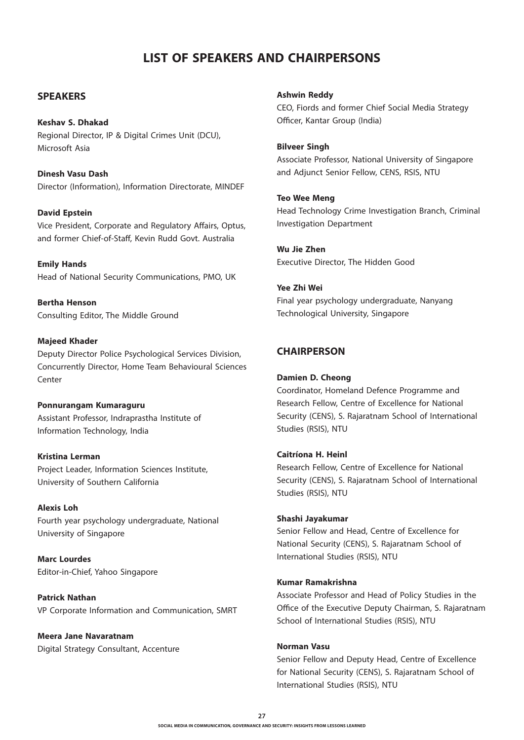# LIST OF SPEAKERS AND CHAIRPERSONS

## SPEAKERS

**Keshav S. Dhakad**
Regional Director, IP & Digital Crimes Unit (DCU), Microsoft Asia

**Dinesh Vasu Dash**
Director (Information), Information Directorate, MINDEF

**David Epstein**
Vice President, Corporate and Regulatory Affairs, Optus, and former Chief-of-Staff, Kevin Rudd Govt. Australia

**Emily Hands**
Head of National Security Communications, PMO, UK

**Bertha Henson**
Consulting Editor, The Middle Ground

**Majeed Khader**
Deputy Director Police Psychological Services Division, Concurrently Director, Home Team Behavioural Sciences Center

**Ponnurangam Kumaraguru**
Assistant Professor, Indraprastha Institute of Information Technology, India

**Kristina Lerman**
Project Leader, Information Sciences Institute, University of Southern California

**Alexis Loh**
Fourth year psychology undergraduate, National University of Singapore

**Marc Lourdes**
Editor-in-Chief, Yahoo Singapore

**Patrick Nathan**
VP Corporate Information and Communication, SMRT

**Meera Jane Navaratnam**
Digital Strategy Consultant, Accenture

**Ashwin Reddy**
CEO, Fiords and former Chief Social Media Strategy Officer, Kantar Group (India)

**Bilveer Singh**
Associate Professor, National University of Singapore and Adjunct Senior Fellow, CENS, RSIS, NTU

**Teo Wee Meng**
Head Technology Crime Investigation Branch, Criminal Investigation Department

**Wu Jie Zhen**
Executive Director, The Hidden Good

**Yee Zhi Wei**
Final year psychology undergraduate, Nanyang Technological University, Singapore

## CHAIRPERSON

**Damien D. Cheong**
Coordinator, Homeland Defence Programme and Research Fellow, Centre of Excellence for National Security (CENS), S. Rajaratnam School of International Studies (RSIS), NTU

**Caitríona H. Heinl**
Research Fellow, Centre of Excellence for National Security (CENS), S. Rajaratnam School of International Studies (RSIS), NTU

**Shashi Jayakumar**
Senior Fellow and Head, Centre of Excellence for National Security (CENS), S. Rajaratnam School of International Studies (RSIS), NTU

**Kumar Ramakrishna**
Associate Professor and Head of Policy Studies in the Office of the Executive Deputy Chairman, S. Rajaratnam School of International Studies (RSIS), NTU

**Norman Vasu**
Senior Fellow and Deputy Head, Centre of Excellence for National Security (CENS), S. Rajaratnam School of International Studies (RSIS), NTU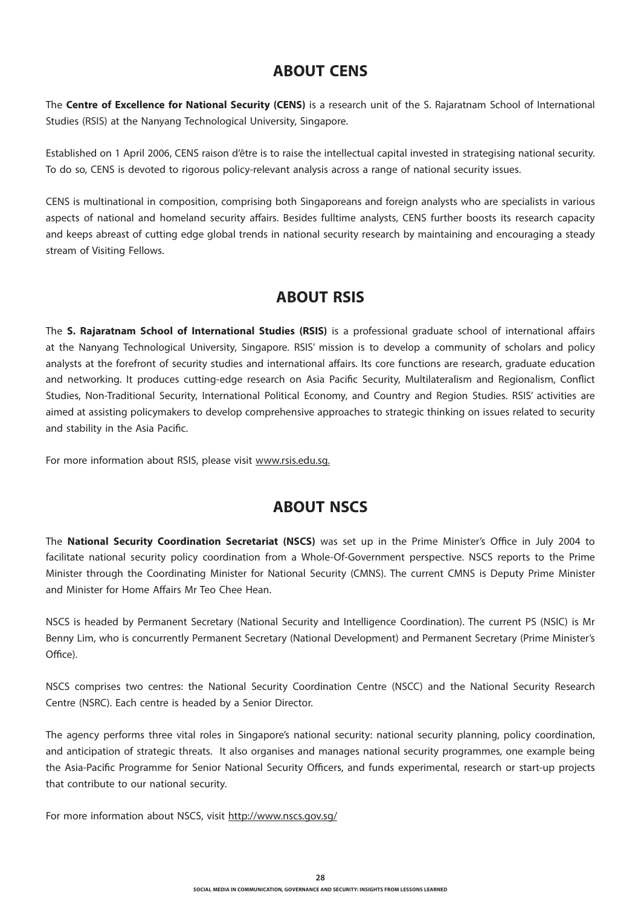## ABOUT CENS

The **Centre of Excellence for National Security (CENS)** is a research unit of the S. Rajaratnam School of International Studies (RSIS) at the Nanyang Technological University, Singapore.

Established on 1 April 2006, CENS raison d'être is to raise the intellectual capital invested in strategising national security. To do so, CENS is devoted to rigorous policy-relevant analysis across a range of national security issues.

CENS is multinational in composition, comprising both Singaporeans and foreign analysts who are specialists in various aspects of national and homeland security affairs. Besides fulltime analysts, CENS further boosts its research capacity and keeps abreast of cutting edge global trends in national security research by maintaining and encouraging a steady stream of Visiting Fellows.

## ABOUT RSIS

The **S. Rajaratnam School of International Studies (RSIS)** is a professional graduate school of international affairs at the Nanyang Technological University, Singapore. RSIS' mission is to develop a community of scholars and policy analysts at the forefront of security studies and international affairs. Its core functions are research, graduate education and networking. It produces cutting-edge research on Asia Pacific Security, Multilateralism and Regionalism, Conflict Studies, Non-Traditional Security, International Political Economy, and Country and Region Studies. RSIS' activities are aimed at assisting policymakers to develop comprehensive approaches to strategic thinking on issues related to security and stability in the Asia Pacific.

For more information about RSIS, please visit www.rsis.edu.sg.

## ABOUT NSCS

The **National Security Coordination Secretariat (NSCS)** was set up in the Prime Minister's Office in July 2004 to facilitate national security policy coordination from a Whole-Of-Government perspective. NSCS reports to the Prime Minister through the Coordinating Minister for National Security (CMNS). The current CMNS is Deputy Prime Minister and Minister for Home Affairs Mr Teo Chee Hean.

NSCS is headed by Permanent Secretary (National Security and Intelligence Coordination). The current PS (NSIC) is Mr Benny Lim, who is concurrently Permanent Secretary (National Development) and Permanent Secretary (Prime Minister's Office).

NSCS comprises two centres: the National Security Coordination Centre (NSCC) and the National Security Research Centre (NSRC). Each centre is headed by a Senior Director.

The agency performs three vital roles in Singapore's national security: national security planning, policy coordination, and anticipation of strategic threats. It also organises and manages national security programmes, one example being the Asia-Pacific Programme for Senior National Security Officers, and funds experimental, research or start-up projects that contribute to our national security.

For more information about NSCS, visit http://www.nscs.gov.sg/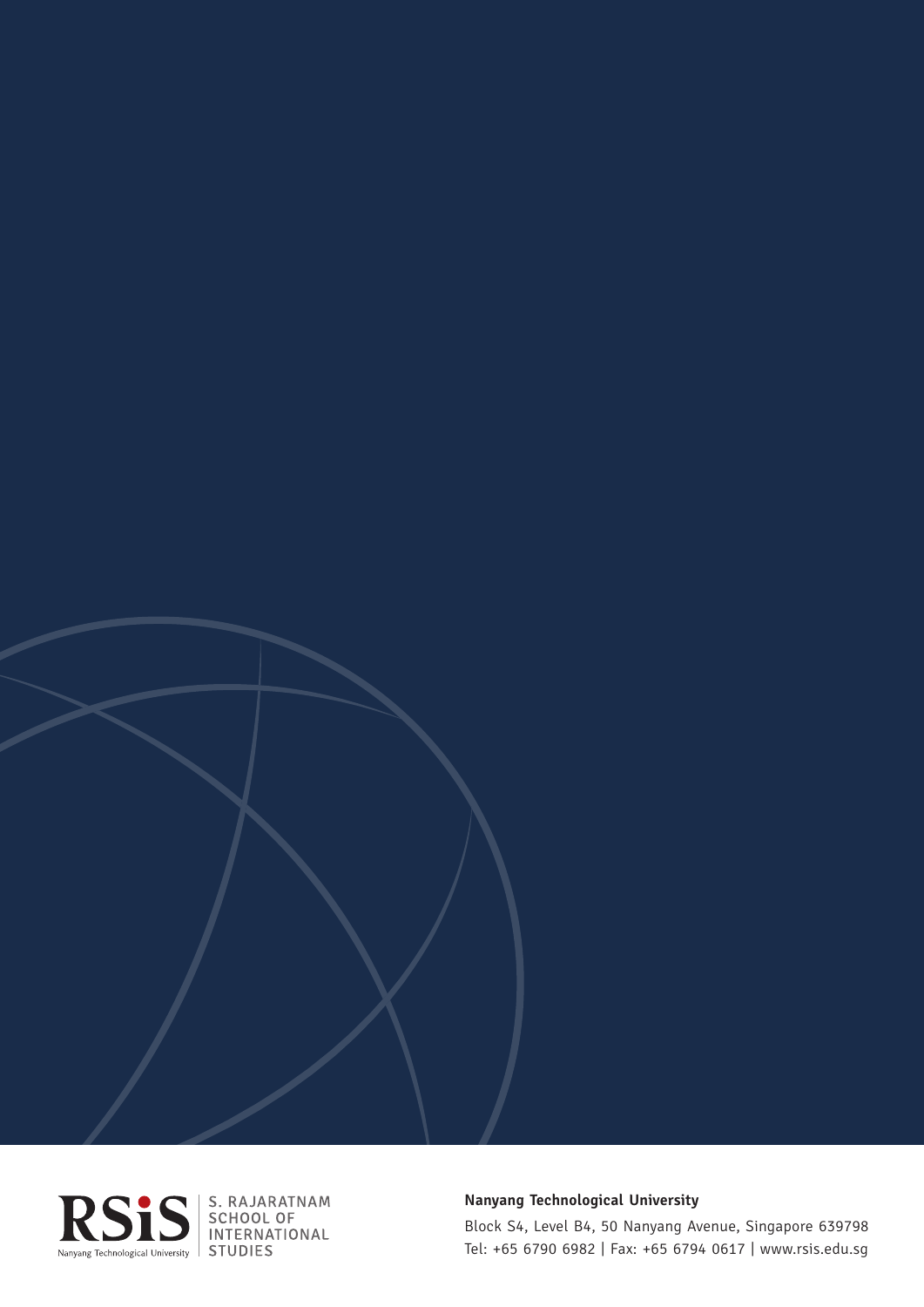RSiS

Nanyang Technological University

S. RAJARATNAM SCHOOL OF INTERNATIONAL STUDIES

**Nanyang Technological University**

Block S4, Level B4, 50 Nanyang Avenue, Singapore 639798

Tel: +65 6790 6982 | Fax: +65 6794 0617 | www.rsis.edu.sg